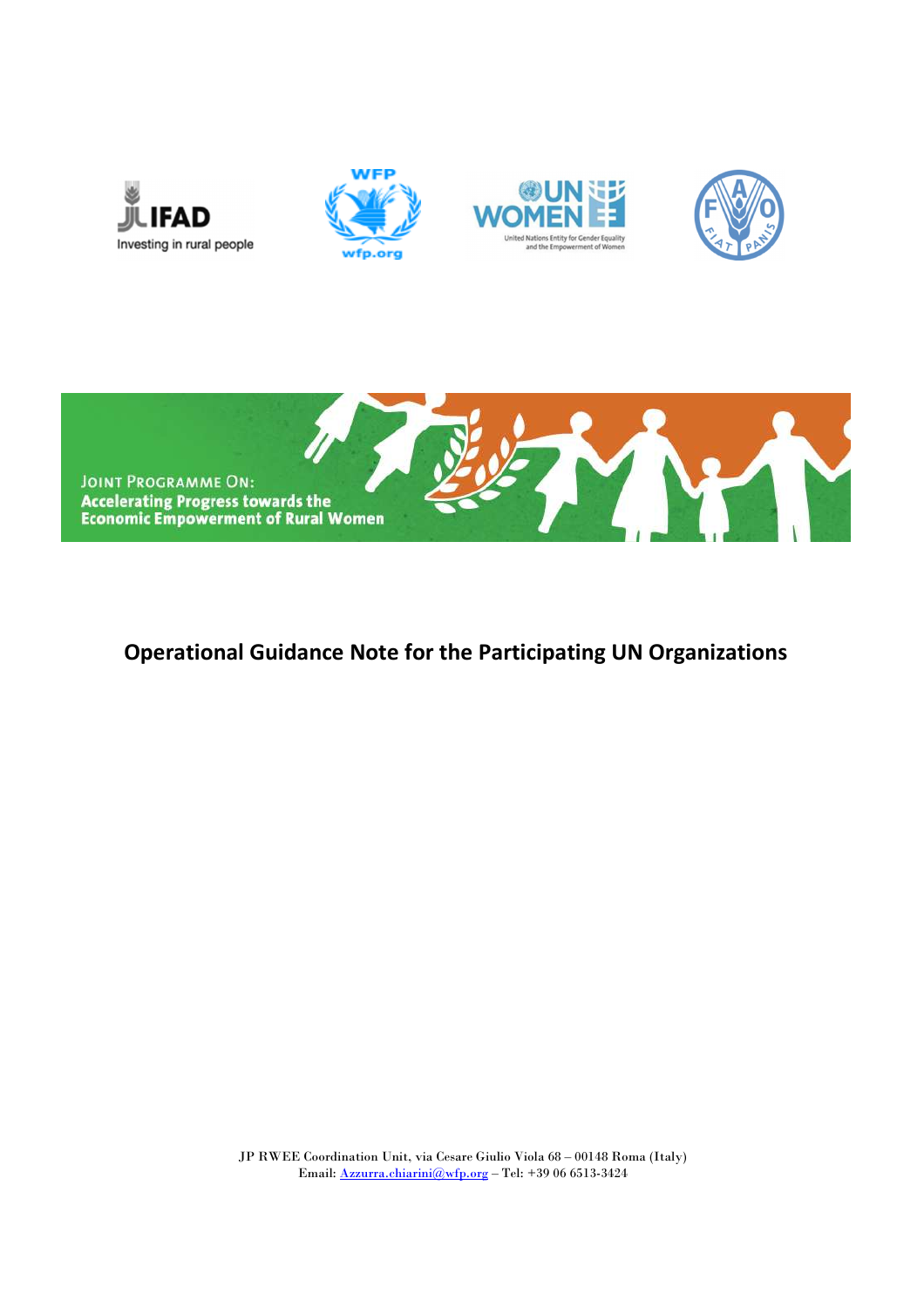Joint Programme On:
Accelerating Progress towards the Economic Empowerment of Rural Women

# Operational Guidance Note for the Participating UN Organizations

JP RWEE Coordination Unit, via Cesare Giulio Viola 68 – 00148 Roma (Italy)
Email: Azzurra.chiarini@wfp.org – Tel: +39 06 6513-3424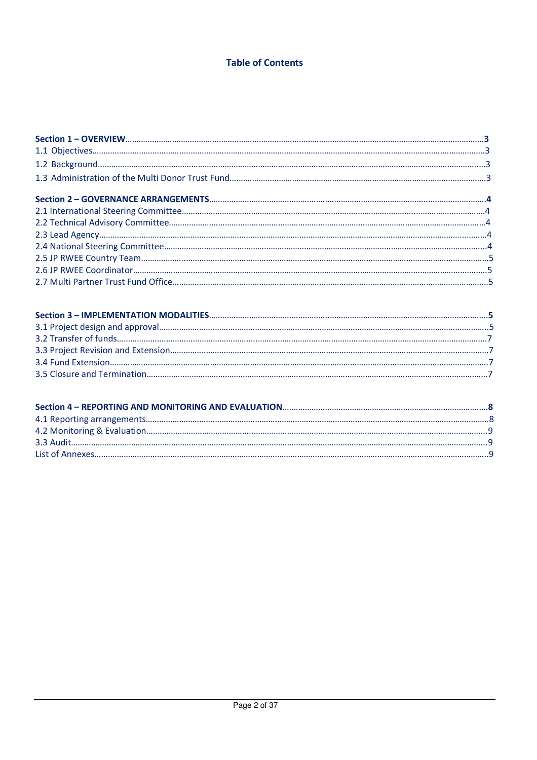# Table of Contents

**Section 1 – OVERVIEW**……………………………………………………………………………………………………………………………**3**
1.1 Objectives………………………………………………………………………………………………………………………………………3
1.2 Background……………………………………………………………………………………………………………………………………3
1.3 Administration of the Multi Donor Trust Fund……………………………………………………………………………………3

**Section 2 – GOVERNANCE ARRANGEMENTS**………………………………………………………………………………………………**4**
2.1 International Steering Committee…………………………………………………………………………………………………………4
2.2 Technical Advisory Committee……………………………………………………………………………………………………………4
2.3 Lead Agency……………………………………………………………………………………………………………………………………4
2.4 National Steering Committee……………………………………………………………………………………………………………4
2.5 JP RWEE Country Team………………………………………………………………………………………………………………………5
2.6 JP RWEE Coordinator…………………………………………………………………………………………………………………………5
2.7 Multi Partner Trust Fund Office…………………………………………………………………………………………………………5

**Section 3 – IMPLEMENTATION MODALITIES**…………………………………………………………………………………………………**5**
3.1 Project design and approval………………………………………………………………………………………………………………5
3.2 Transfer of funds………………………………………………………………………………………………………………………………7
3.3 Project Revision and Extension…………………………………………………………………………………………………………7
3.4 Fund Extension…………………………………………………………………………………………………………………………………7
3.5 Closure and Termination……………………………………………………………………………………………………………………7

**Section 4 – REPORTING AND MONITORING AND EVALUATION**……………………………………………………………………………**8**
4.1 Reporting arrangements……………………………………………………………………………………………………………………8
4.2 Monitoring & Evaluation……………………………………………………………………………………………………………………9
3.3 Audit…………………………………………………………………………………………………………………………………………………9
List of Annexes……………………………………………………………………………………………………………………………………9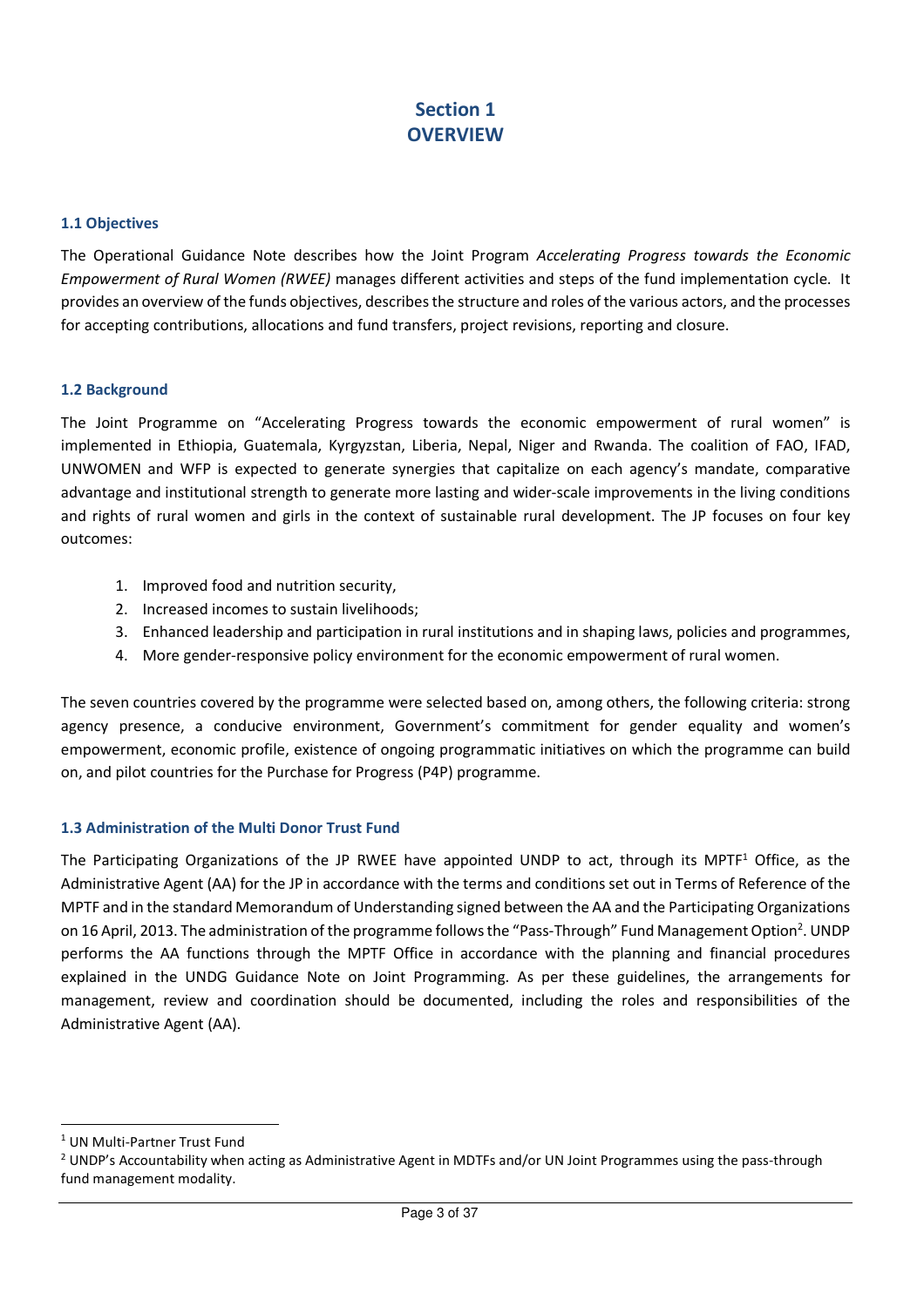# Section 1
# OVERVIEW

### 1.1 Objectives

The Operational Guidance Note describes how the Joint Program *Accelerating Progress towards the Economic Empowerment of Rural Women (RWEE)* manages different activities and steps of the fund implementation cycle. It provides an overview of the funds objectives, describes the structure and roles of the various actors, and the processes for accepting contributions, allocations and fund transfers, project revisions, reporting and closure.

### 1.2 Background

The Joint Programme on "Accelerating Progress towards the economic empowerment of rural women" is implemented in Ethiopia, Guatemala, Kyrgyzstan, Liberia, Nepal, Niger and Rwanda. The coalition of FAO, IFAD, UNWOMEN and WFP is expected to generate synergies that capitalize on each agency's mandate, comparative advantage and institutional strength to generate more lasting and wider-scale improvements in the living conditions and rights of rural women and girls in the context of sustainable rural development. The JP focuses on four key outcomes:

1. Improved food and nutrition security,
2. Increased incomes to sustain livelihoods;
3. Enhanced leadership and participation in rural institutions and in shaping laws, policies and programmes,
4. More gender-responsive policy environment for the economic empowerment of rural women.

The seven countries covered by the programme were selected based on, among others, the following criteria: strong agency presence, a conducive environment, Government's commitment for gender equality and women's empowerment, economic profile, existence of ongoing programmatic initiatives on which the programme can build on, and pilot countries for the Purchase for Progress (P4P) programme.

### 1.3 Administration of the Multi Donor Trust Fund

The Participating Organizations of the JP RWEE have appointed UNDP to act, through its MPTF[1] Office, as the Administrative Agent (AA) for the JP in accordance with the terms and conditions set out in Terms of Reference of the MPTF and in the standard Memorandum of Understanding signed between the AA and the Participating Organizations on 16 April, 2013. The administration of the programme follows the "Pass-Through" Fund Management Option[2]. UNDP performs the AA functions through the MPTF Office in accordance with the planning and financial procedures explained in the UNDG Guidance Note on Joint Programming. As per these guidelines, the arrangements for management, review and coordination should be documented, including the roles and responsibilities of the Administrative Agent (AA).

---

[1] UN Multi-Partner Trust Fund

[2] UNDP's Accountability when acting as Administrative Agent in MDTFs and/or UN Joint Programmes using the pass-through fund management modality.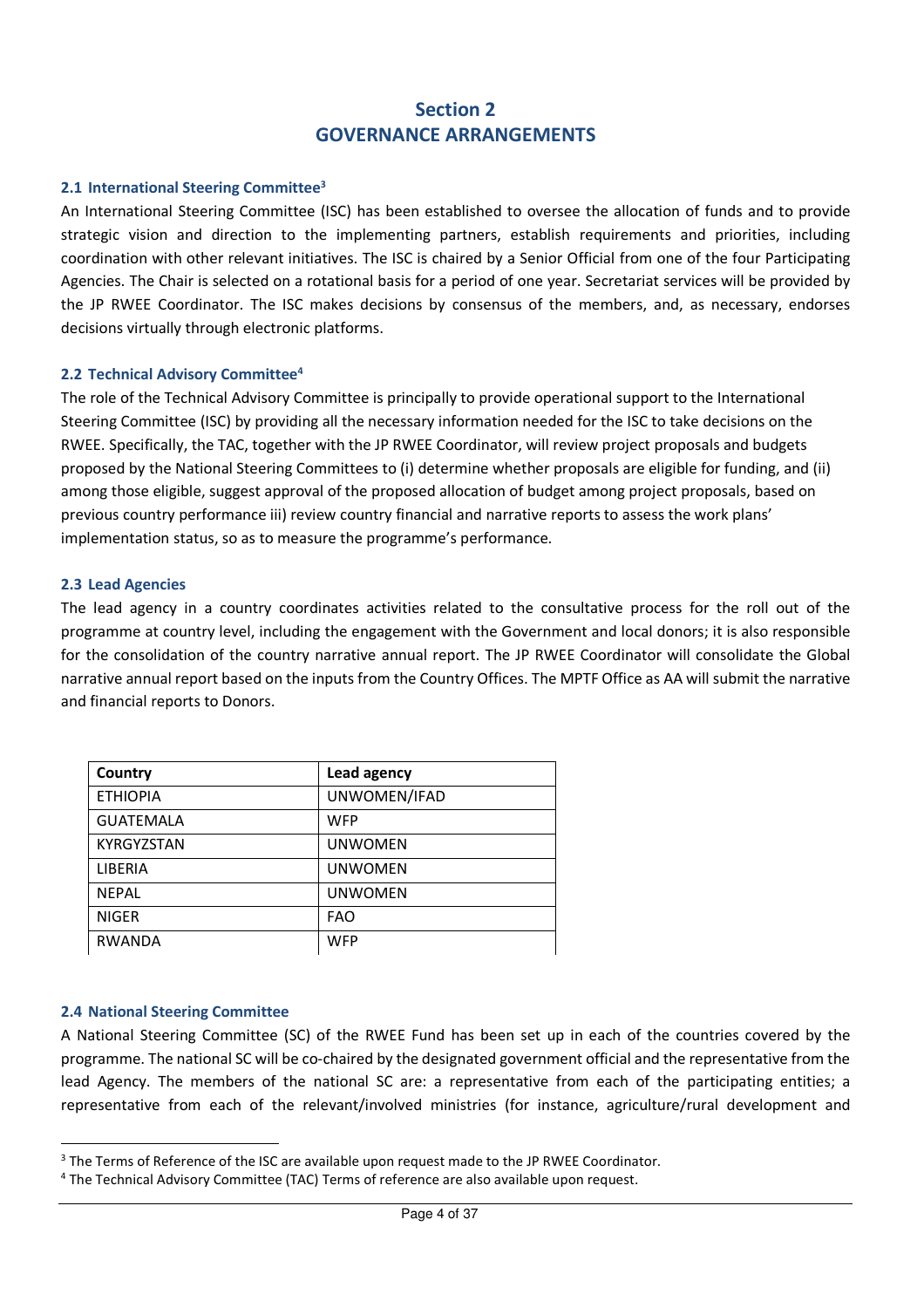# Section 2
# GOVERNANCE ARRANGEMENTS

## 2.1 International Steering Committee[3]

An International Steering Committee (ISC) has been established to oversee the allocation of funds and to provide strategic vision and direction to the implementing partners, establish requirements and priorities, including coordination with other relevant initiatives. The ISC is chaired by a Senior Official from one of the four Participating Agencies. The Chair is selected on a rotational basis for a period of one year. Secretariat services will be provided by the JP RWEE Coordinator. The ISC makes decisions by consensus of the members, and, as necessary, endorses decisions virtually through electronic platforms.

## 2.2 Technical Advisory Committee[4]

The role of the Technical Advisory Committee is principally to provide operational support to the International Steering Committee (ISC) by providing all the necessary information needed for the ISC to take decisions on the RWEE. Specifically, the TAC, together with the JP RWEE Coordinator, will review project proposals and budgets proposed by the National Steering Committees to (i) determine whether proposals are eligible for funding, and (ii) among those eligible, suggest approval of the proposed allocation of budget among project proposals, based on previous country performance iii) review country financial and narrative reports to assess the work plans' implementation status, so as to measure the programme's performance.

## 2.3 Lead Agencies

The lead agency in a country coordinates activities related to the consultative process for the roll out of the programme at country level, including the engagement with the Government and local donors; it is also responsible for the consolidation of the country narrative annual report. The JP RWEE Coordinator will consolidate the Global narrative annual report based on the inputs from the Country Offices. The MPTF Office as AA will submit the narrative and financial reports to Donors.

| Country | Lead agency |
|---|---|
| ETHIOPIA | UNWOMEN/IFAD |
| GUATEMALA | WFP |
| KYRGYZSTAN | UNWOMEN |
| LIBERIA | UNWOMEN |
| NEPAL | UNWOMEN |
| NIGER | FAO |
| RWANDA | WFP |

## 2.4 National Steering Committee

A National Steering Committee (SC) of the RWEE Fund has been set up in each of the countries covered by the programme. The national SC will be co-chaired by the designated government official and the representative from the lead Agency. The members of the national SC are: a representative from each of the participating entities; a representative from each of the relevant/involved ministries (for instance, agriculture/rural development and

[3] The Terms of Reference of the ISC are available upon request made to the JP RWEE Coordinator.

[4] The Technical Advisory Committee (TAC) Terms of reference are also available upon request.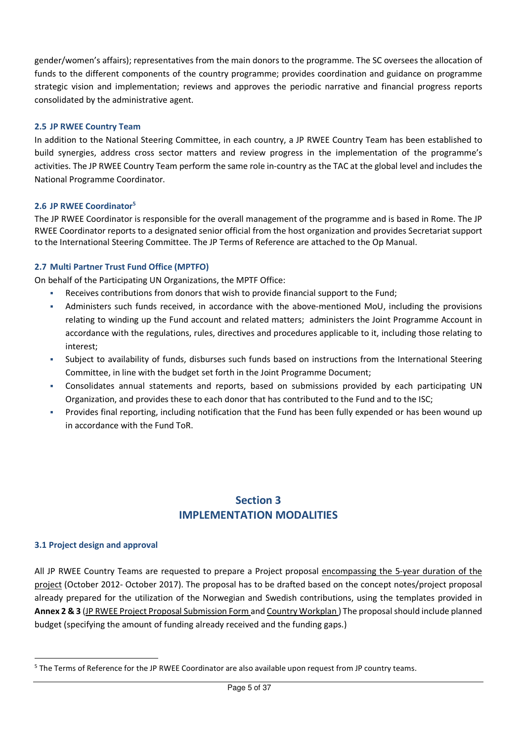gender/women's affairs); representatives from the main donors to the programme. The SC oversees the allocation of funds to the different components of the country programme; provides coordination and guidance on programme strategic vision and implementation; reviews and approves the periodic narrative and financial progress reports consolidated by the administrative agent.

### 2.5 JP RWEE Country Team

In addition to the National Steering Committee, in each country, a JP RWEE Country Team has been established to build synergies, address cross sector matters and review progress in the implementation of the programme's activities. The JP RWEE Country Team perform the same role in-country as the TAC at the global level and includes the National Programme Coordinator.

### 2.6 JP RWEE Coordinator[5]

The JP RWEE Coordinator is responsible for the overall management of the programme and is based in Rome. The JP RWEE Coordinator reports to a designated senior official from the host organization and provides Secretariat support to the International Steering Committee. The JP Terms of Reference are attached to the Op Manual.

### 2.7 Multi Partner Trust Fund Office (MPTFO)

On behalf of the Participating UN Organizations, the MPTF Office:

- Receives contributions from donors that wish to provide financial support to the Fund;
- Administers such funds received, in accordance with the above-mentioned MoU, including the provisions relating to winding up the Fund account and related matters; administers the Joint Programme Account in accordance with the regulations, rules, directives and procedures applicable to it, including those relating to interest;
- Subject to availability of funds, disburses such funds based on instructions from the International Steering Committee, in line with the budget set forth in the Joint Programme Document;
- Consolidates annual statements and reports, based on submissions provided by each participating UN Organization, and provides these to each donor that has contributed to the Fund and to the ISC;
- Provides final reporting, including notification that the Fund has been fully expended or has been wound up in accordance with the Fund ToR.

## Section 3
## IMPLEMENTATION MODALITIES

### 3.1 Project design and approval

All JP RWEE Country Teams are requested to prepare a Project proposal encompassing the 5-year duration of the project (October 2012- October 2017). The proposal has to be drafted based on the concept notes/project proposal already prepared for the utilization of the Norwegian and Swedish contributions, using the templates provided in **Annex 2 & 3** (JP RWEE Project Proposal Submission Form and Country Workplan ) The proposal should include planned budget (specifying the amount of funding already received and the funding gaps.)

[5] The Terms of Reference for the JP RWEE Coordinator are also available upon request from JP country teams.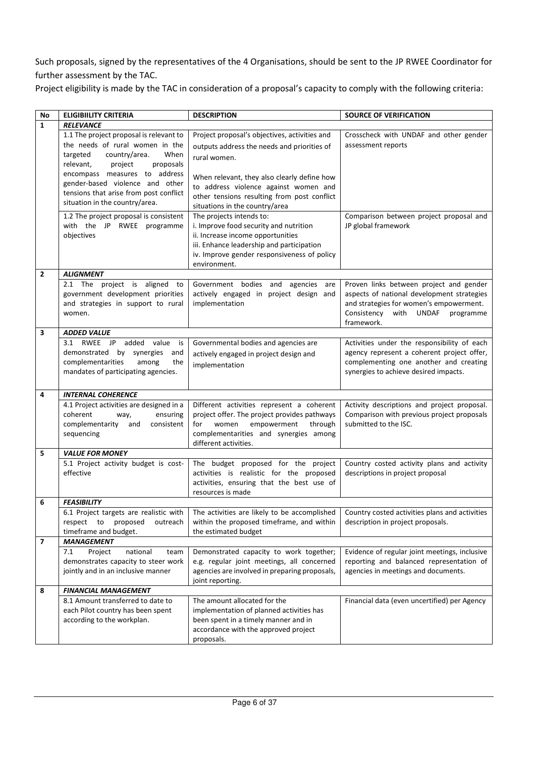Such proposals, signed by the representatives of the 4 Organisations, should be sent to the JP RWEE Coordinator for further assessment by the TAC.

Project eligibility is made by the TAC in consideration of a proposal's capacity to comply with the following criteria:

| No | ELIGIBIILITY CRITERIA | DESCRIPTION | SOURCE OF VERIFICATION |
|---|---|---|---|
| 1 | ***RELEVANCE*** | | |
| | 1.1 The project proposal is relevant to the needs of rural women in the targeted country/area. When relevant, project proposals encompass measures to address gender-based violence and other tensions that arise from post conflict situation in the country/area. | Project proposal's objectives, activities and outputs address the needs and priorities of rural women.<br><br>When relevant, they also clearly define how to address violence against women and other tensions resulting from post conflict situations in the country/area | Crosscheck with UNDAF and other gender assessment reports |
| | 1.2 The project proposal is consistent with the JP RWEE programme objectives | The projects intends to:<br>i. Improve food security and nutrition<br>ii. Increase income opportunities<br>iii. Enhance leadership and participation<br>iv. Improve gender responsiveness of policy environment. | Comparison between project proposal and JP global framework |
| 2 | ***ALIGNMENT*** | | |
| | 2.1 The project is aligned to government development priorities and strategies in support to rural women. | Government bodies and agencies are actively engaged in project design and implementation | Proven links between project and gender aspects of national development strategies and strategies for women's empowerment. Consistency with UNDAF programme framework. |
| 3 | ***ADDED VALUE*** | | |
| | 3.1 RWEE JP added value is demonstrated by synergies and complementarities among the mandates of participating agencies. | Governmental bodies and agencies are actively engaged in project design and implementation | Activities under the responsibility of each agency represent a coherent project offer, complementing one another and creating synergies to achieve desired impacts. |
| 4 | ***INTERNAL COHERENCE*** | | |
| | 4.1 Project activities are designed in a coherent way, ensuring complementarity and consistent sequencing | Different activities represent a coherent project offer. The project provides pathways for women empowerment through complementarities and synergies among different activities. | Activity descriptions and project proposal. Comparison with previous project proposals submitted to the ISC. |
| 5 | ***VALUE FOR MONEY*** | | |
| | 5.1 Project activity budget is cost-effective | The budget proposed for the project activities is realistic for the proposed activities, ensuring that the best use of resources is made | Country costed activity plans and activity descriptions in project proposal |
| 6 | ***FEASIBILITY*** | | |
| | 6.1 Project targets are realistic with respect to proposed outreach timeframe and budget. | The activities are likely to be accomplished within the proposed timeframe, and within the estimated budget | Country costed activities plans and activities description in project proposals. |
| 7 | ***MANAGEMENT*** | | |
| | 7.1 Project national team demonstrates capacity to steer work jointly and in an inclusive manner | Demonstrated capacity to work together; e.g. regular joint meetings, all concerned agencies are involved in preparing proposals, joint reporting. | Evidence of regular joint meetings, inclusive reporting and balanced representation of agencies in meetings and documents. |
| 8 | ***FINANCIAL MANAGEMENT*** | | |
| | 8.1 Amount transferred to date to each Pilot country has been spent according to the workplan. | The amount allocated for the implementation of planned activities has been spent in a timely manner and in accordance with the approved project proposals. | Financial data (even uncertified) per Agency |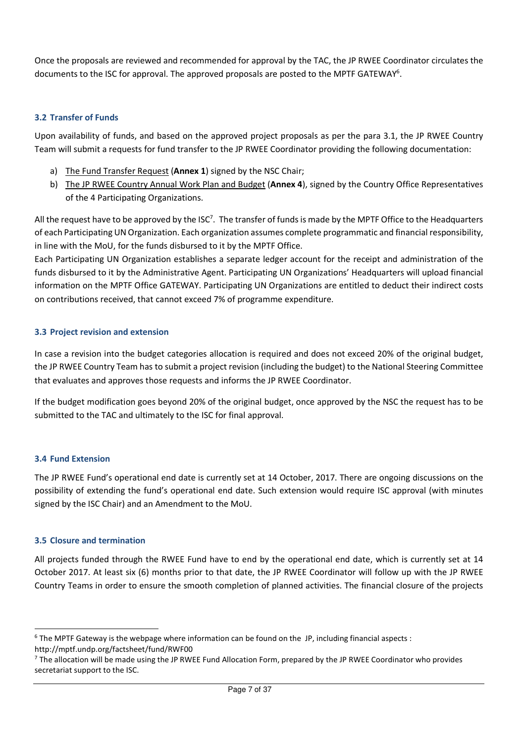Once the proposals are reviewed and recommended for approval by the TAC, the JP RWEE Coordinator circulates the documents to the ISC for approval. The approved proposals are posted to the MPTF GATEWAY[6].

### 3.2 Transfer of Funds

Upon availability of funds, and based on the approved project proposals as per the para 3.1, the JP RWEE Country Team will submit a requests for fund transfer to the JP RWEE Coordinator providing the following documentation:

a) The Fund Transfer Request (**Annex 1**) signed by the NSC Chair;
b) The JP RWEE Country Annual Work Plan and Budget (**Annex 4**), signed by the Country Office Representatives of the 4 Participating Organizations.

All the request have to be approved by the ISC[7]. The transfer of funds is made by the MPTF Office to the Headquarters of each Participating UN Organization. Each organization assumes complete programmatic and financial responsibility, in line with the MoU, for the funds disbursed to it by the MPTF Office.
Each Participating UN Organization establishes a separate ledger account for the receipt and administration of the funds disbursed to it by the Administrative Agent. Participating UN Organizations' Headquarters will upload financial information on the MPTF Office GATEWAY. Participating UN Organizations are entitled to deduct their indirect costs on contributions received, that cannot exceed 7% of programme expenditure.

### 3.3 Project revision and extension

In case a revision into the budget categories allocation is required and does not exceed 20% of the original budget, the JP RWEE Country Team has to submit a project revision (including the budget) to the National Steering Committee that evaluates and approves those requests and informs the JP RWEE Coordinator.

If the budget modification goes beyond 20% of the original budget, once approved by the NSC the request has to be submitted to the TAC and ultimately to the ISC for final approval.

### 3.4 Fund Extension

The JP RWEE Fund's operational end date is currently set at 14 October, 2017. There are ongoing discussions on the possibility of extending the fund's operational end date. Such extension would require ISC approval (with minutes signed by the ISC Chair) and an Amendment to the MoU.

### 3.5 Closure and termination

All projects funded through the RWEE Fund have to end by the operational end date, which is currently set at 14 October 2017. At least six (6) months prior to that date, the JP RWEE Coordinator will follow up with the JP RWEE Country Teams in order to ensure the smooth completion of planned activities. The financial closure of the projects

---

[6] The MPTF Gateway is the webpage where information can be found on the JP, including financial aspects : http://mptf.undp.org/factsheet/fund/RWF00

[7] The allocation will be made using the JP RWEE Fund Allocation Form, prepared by the JP RWEE Coordinator who provides secretariat support to the ISC.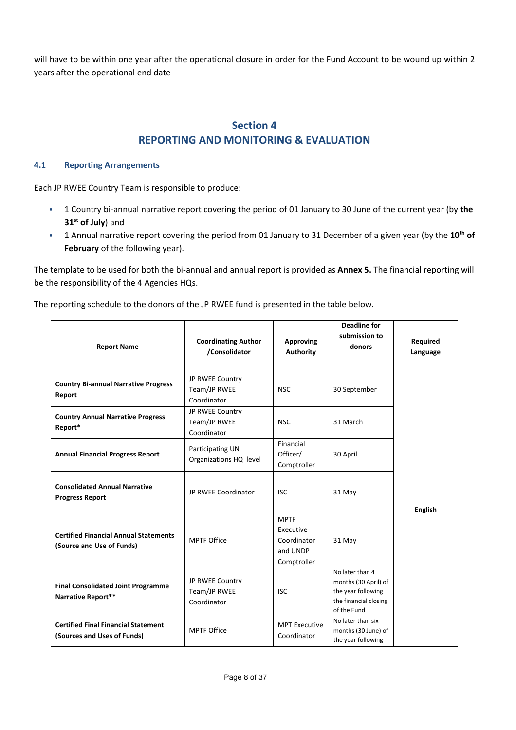will have to be within one year after the operational closure in order for the Fund Account to be wound up within 2 years after the operational end date

## Section 4
## REPORTING AND MONITORING & EVALUATION

### 4.1 Reporting Arrangements

Each JP RWEE Country Team is responsible to produce:

- 1 Country bi-annual narrative report covering the period of 01 January to 30 June of the current year (by **the 31st of July**) and
- 1 Annual narrative report covering the period from 01 January to 31 December of a given year (by the **10th of February** of the following year).

The template to be used for both the bi-annual and annual report is provided as **Annex 5.** The financial reporting will be the responsibility of the 4 Agencies HQs.

The reporting schedule to the donors of the JP RWEE fund is presented in the table below.

| Report Name | Coordinating Author /Consolidator | Approving Authority | Deadline for submission to donors | Required Language |
|---|---|---|---|---|
| **Country Bi-annual Narrative Progress Report** | JP RWEE Country Team/JP RWEE Coordinator | NSC | 30 September | English |
| **Country Annual Narrative Progress Report*** | JP RWEE Country Team/JP RWEE Coordinator | NSC | 31 March | English |
| **Annual Financial Progress Report** | Participating UN Organizations HQ level | Financial Officer/ Comptroller | 30 April | English |
| **Consolidated Annual Narrative Progress Report** | JP RWEE Coordinator | ISC | 31 May | English |
| **Certified Financial Annual Statements (Source and Use of Funds)** | MPTF Office | MPTF Executive Coordinator and UNDP Comptroller | 31 May | English |
| **Final Consolidated Joint Programme Narrative Report**** | JP RWEE Country Team/JP RWEE Coordinator | ISC | No later than 4 months (30 April) of the year following the financial closing of the Fund | English |
| **Certified Final Financial Statement (Sources and Uses of Funds)** | MPTF Office | MPT Executive Coordinator | No later than six months (30 June) of the year following | English |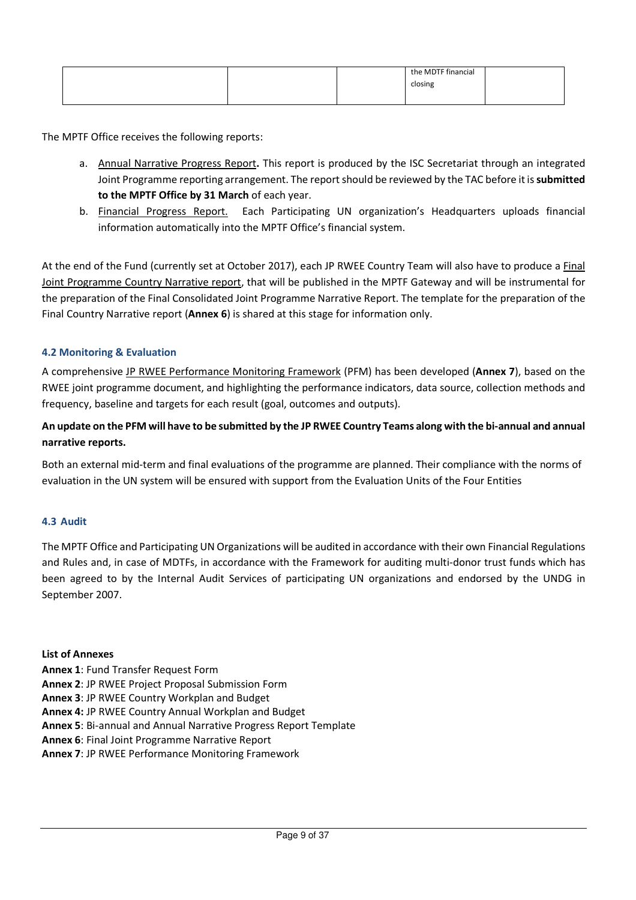|  |  |  | the MDTF financial closing |  |
|---|---|---|---|---|

The MPTF Office receives the following reports:

a. Annual Narrative Progress Report**.** This report is produced by the ISC Secretariat through an integrated Joint Programme reporting arrangement. The report should be reviewed by the TAC before it is **submitted to the MPTF Office by 31 March** of each year.
b. Financial Progress Report. Each Participating UN organization's Headquarters uploads financial information automatically into the MPTF Office's financial system.

At the end of the Fund (currently set at October 2017), each JP RWEE Country Team will also have to produce a Final Joint Programme Country Narrative report, that will be published in the MPTF Gateway and will be instrumental for the preparation of the Final Consolidated Joint Programme Narrative Report. The template for the preparation of the Final Country Narrative report (**Annex 6**) is shared at this stage for information only.

### 4.2 Monitoring & Evaluation

A comprehensive JP RWEE Performance Monitoring Framework (PFM) has been developed (**Annex 7**), based on the RWEE joint programme document, and highlighting the performance indicators, data source, collection methods and frequency, baseline and targets for each result (goal, outcomes and outputs).

**An update on the PFM will have to be submitted by the JP RWEE Country Teams along with the bi-annual and annual narrative reports.**

Both an external mid-term and final evaluations of the programme are planned. Their compliance with the norms of evaluation in the UN system will be ensured with support from the Evaluation Units of the Four Entities

### 4.3 Audit

The MPTF Office and Participating UN Organizations will be audited in accordance with their own Financial Regulations and Rules and, in case of MDTFs, in accordance with the Framework for auditing multi-donor trust funds which has been agreed to by the Internal Audit Services of participating UN organizations and endorsed by the UNDG in September 2007.

**List of Annexes**

**Annex 1**: Fund Transfer Request Form
**Annex 2**: JP RWEE Project Proposal Submission Form
**Annex 3**: JP RWEE Country Workplan and Budget
**Annex 4:** JP RWEE Country Annual Workplan and Budget
**Annex 5**: Bi-annual and Annual Narrative Progress Report Template
**Annex 6**: Final Joint Programme Narrative Report
**Annex 7**: JP RWEE Performance Monitoring Framework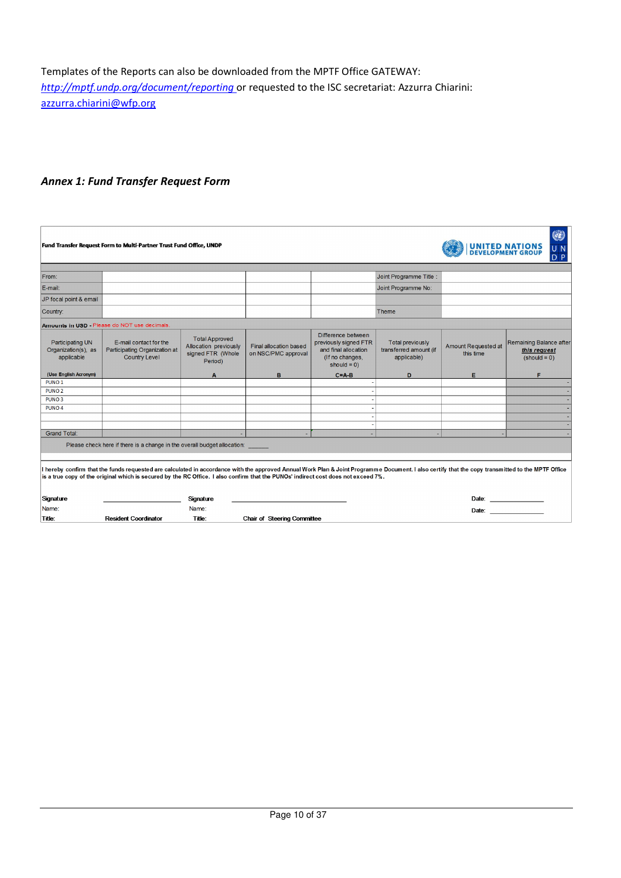Templates of the Reports can also be downloaded from the MPTF Office GATEWAY: *http://mptf.undp.org/document/reporting* or requested to the ISC secretariat: Azzurra Chiarini: azzurra.chiarini@wfp.org

### *Annex 1: Fund Transfer Request Form*

**Fund Transfer Request Form to Multi-Partner Trust Fund Office, UNDP**

UNITED NATIONS DEVELOPMENT GROUP | UNDP

| From: | | | | Joint Programme Title : | |
|---|---|---|---|---|---|
| E-mail: | | | | Joint Programme No: | |
| JP focal point & email | | | | | |
| Country: | | | | Theme | |

**Amounts in USD** - Please do NOT use decimals.

| Participating UN Organization(s), as applicable (Use English Acronym) | E-mail contact for the Participating Organization at Country Level | Total Approved Allocation previously signed FTR (Whole Period) A | Final allocation based on NSC/PMC approval B | Difference between previously signed FTR and final allocation (If no changes, should = 0) C=A-B | Total previously transferred amount (if applicable) D | Amount Requested at this time E | Remaining Balance after ***this request*** (should = 0) F |
|---|---|---|---|---|---|---|---|
| PUNO 1 | | | | - | | | - |
| PUNO 2 | | | | - | | | - |
| PUNO 3 | | | | - | | | - |
| PUNO 4 | | | | - | | | - |
| | | | | - | | | - |
| | | | | - | | | - |
| Grand Total: | | - | - | - | - | - | - |

Please check here if there is a change in the overall budget allocation: ______

I hereby confirm that the funds requested are calculated in accordance with the approved Annual Work Plan & Joint Programme Document. I also certify that the copy transmitted to the MPTF Office is a true copy of the original which is secured by the RC Office. I also confirm that the PUNOs' indirect cost does not exceed 7%.

| | | | | | |
|---|---|---|---|---|---|
| **Signature** | ______________ | **Signature** | ______________ | Date: | ______________ |
| Name: | | Name: | | Date: | ______________ |
| **Title:** | **Resident Coordinator** | **Title:** | **Chair of Steering Committee** | | |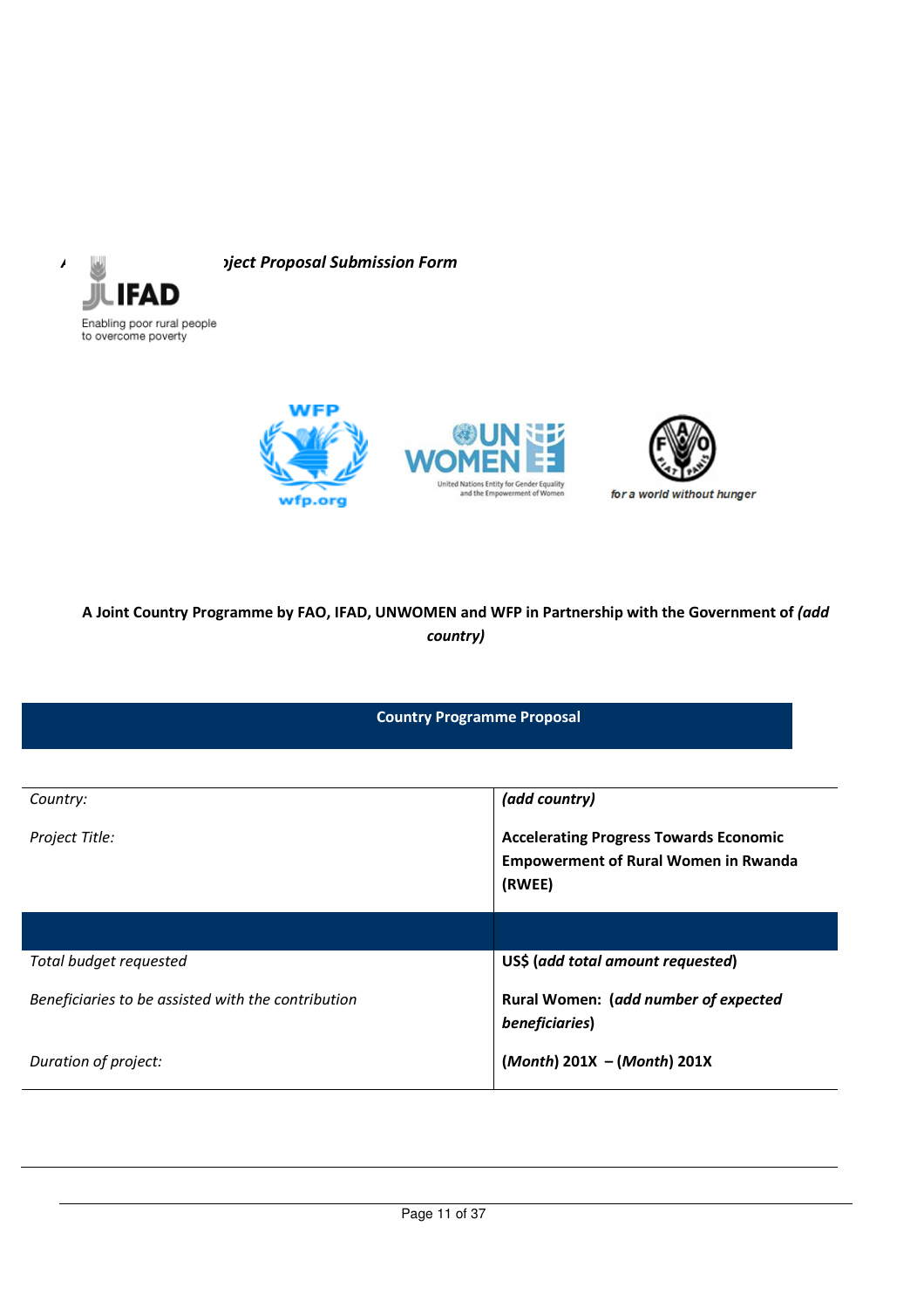*...oject Proposal Submission Form*

**A Joint Country Programme by FAO, IFAD, UNWOMEN and WFP in Partnership with the Government of *(add country)***

**Country Programme Proposal**

| | |
|---|---|
| *Country:* | ***(add country)*** |
| *Project Title:* | **Accelerating Progress Towards Economic Empowerment of Rural Women in Rwanda (RWEE)** |
| | |
| *Total budget requested* | **US$ (*add total amount requested*)** |
| *Beneficiaries to be assisted with the contribution* | **Rural Women: (*add number of expected beneficiaries*)** |
| *Duration of project:* | **(*Month*) 201X – (*Month*) 201X** |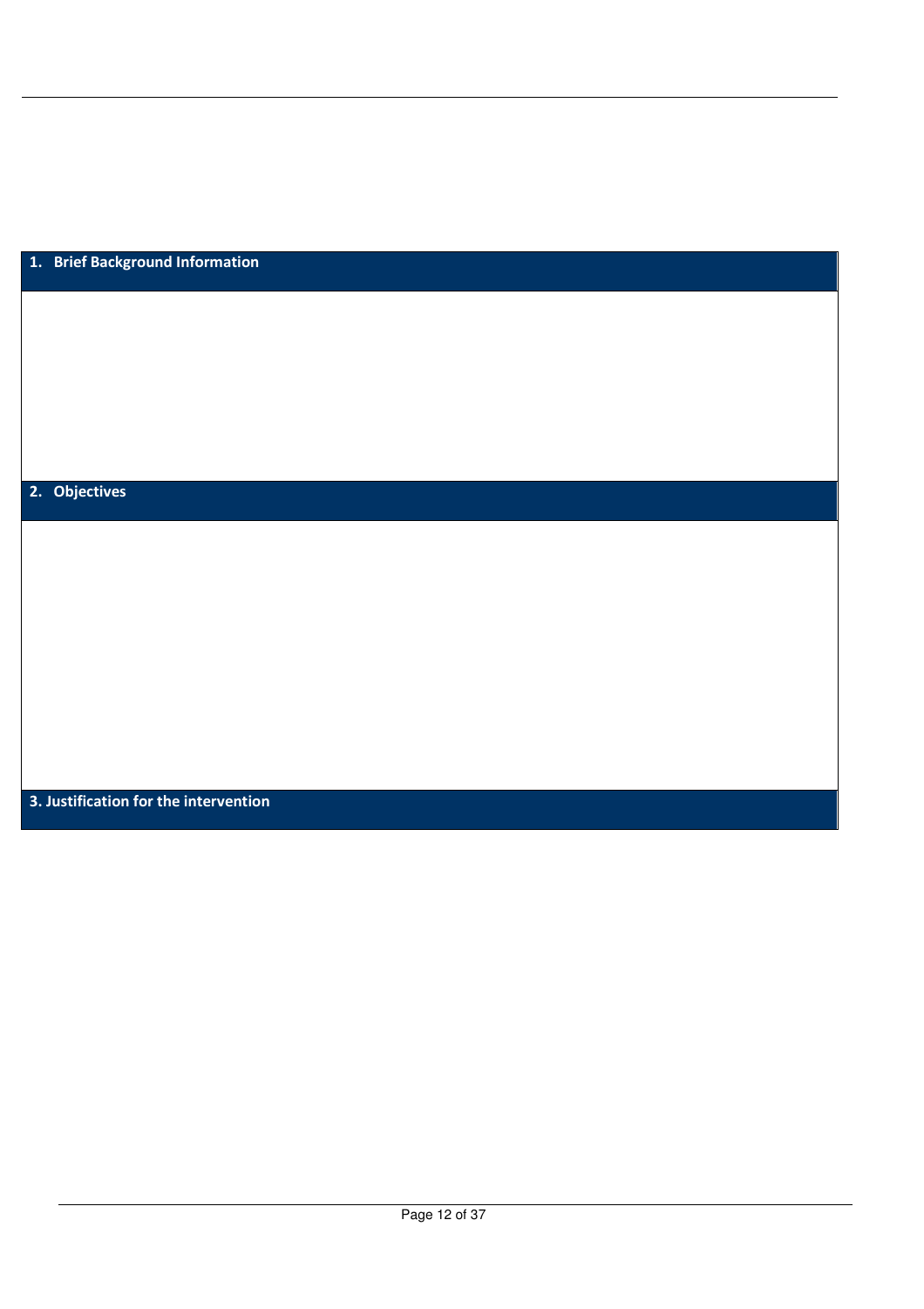## 1. Brief Background Information

## 2. Objectives

## 3. Justification for the intervention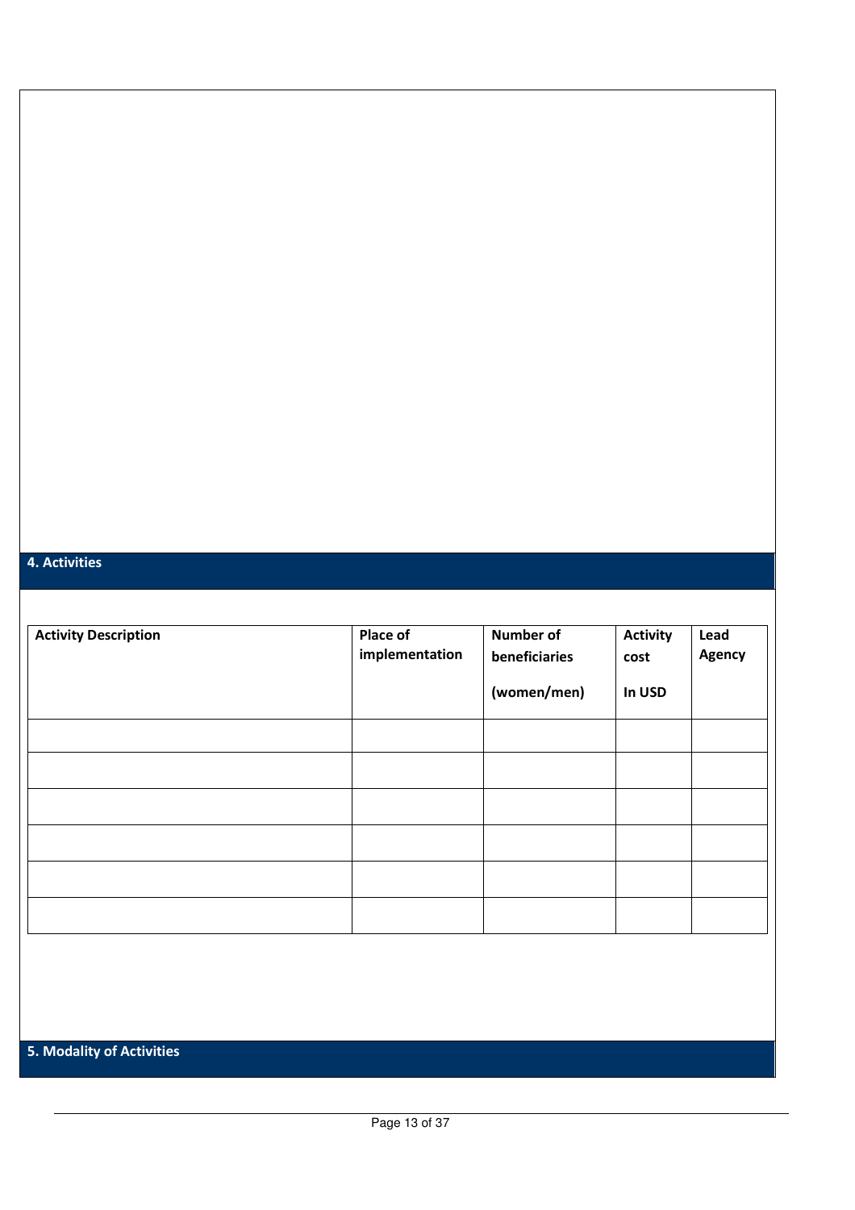## 4. Activities

| Activity Description | Place of implementation | Number of beneficiaries (women/men) | Activity cost In USD | Lead Agency |
|---|---|---|---|---|
| | | | | |
| | | | | |
| | | | | |
| | | | | |
| | | | | |
| | | | | |

## 5. Modality of Activities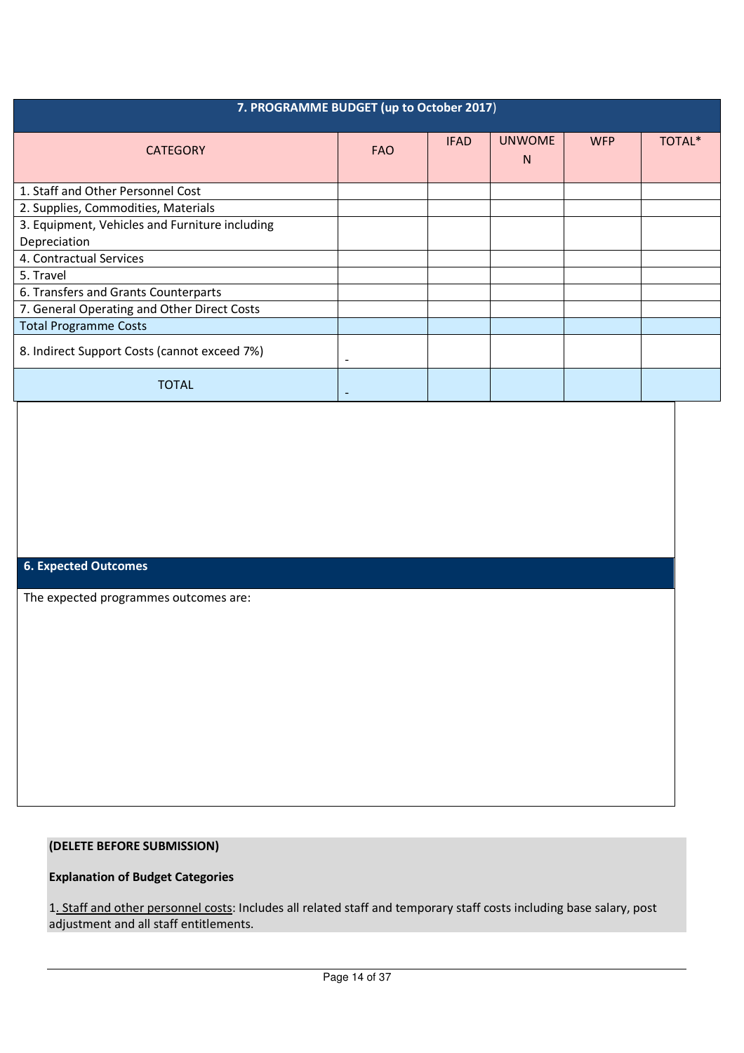| 7. PROGRAMME BUDGET (up to October 2017) | | | | | |
|---|---|---|---|---|---|
| CATEGORY | FAO | IFAD | UNWOMEN | WFP | TOTAL* |
| 1. Staff and Other Personnel Cost | | | | | |
| 2. Supplies, Commodities, Materials | | | | | |
| 3. Equipment, Vehicles and Furniture including Depreciation | | | | | |
| 4. Contractual Services | | | | | |
| 5. Travel | | | | | |
| 6. Transfers and Grants Counterparts | | | | | |
| 7. General Operating and Other Direct Costs | | | | | |
| Total Programme Costs | | | | | |
| 8. Indirect Support Costs (cannot exceed 7%) | - | | | | |
| TOTAL | - | | | | |

## 6. Expected Outcomes

The expected programmes outcomes are:

**(DELETE BEFORE SUBMISSION)**

**Explanation of Budget Categories**

1. Staff and other personnel costs: Includes all related staff and temporary staff costs including base salary, post adjustment and all staff entitlements.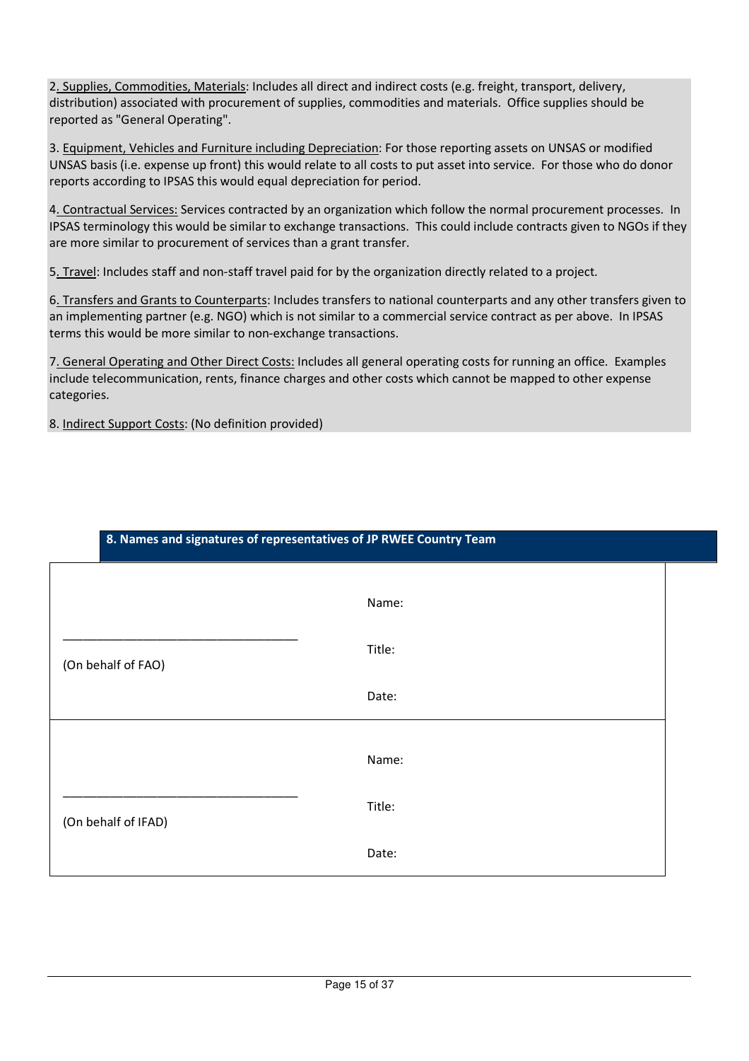2. Supplies, Commodities, Materials: Includes all direct and indirect costs (e.g. freight, transport, delivery, distribution) associated with procurement of supplies, commodities and materials. Office supplies should be reported as "General Operating".

3. Equipment, Vehicles and Furniture including Depreciation: For those reporting assets on UNSAS or modified UNSAS basis (i.e. expense up front) this would relate to all costs to put asset into service. For those who do donor reports according to IPSAS this would equal depreciation for period.

4. Contractual Services: Services contracted by an organization which follow the normal procurement processes. In IPSAS terminology this would be similar to exchange transactions. This could include contracts given to NGOs if they are more similar to procurement of services than a grant transfer.

5. Travel: Includes staff and non-staff travel paid for by the organization directly related to a project.

6. Transfers and Grants to Counterparts: Includes transfers to national counterparts and any other transfers given to an implementing partner (e.g. NGO) which is not similar to a commercial service contract as per above. In IPSAS terms this would be more similar to non-exchange transactions.

7. General Operating and Other Direct Costs: Includes all general operating costs for running an office. Examples include telecommunication, rents, finance charges and other costs which cannot be mapped to other expense categories.

8. Indirect Support Costs: (No definition provided)

## 8. Names and signatures of representatives of JP RWEE Country Team

| | |
|---|---|
| ___________________________________<br>(On behalf of FAO) | Name:<br><br>Title:<br><br>Date: |
| ___________________________________<br>(On behalf of IFAD) | Name:<br><br>Title:<br><br>Date: |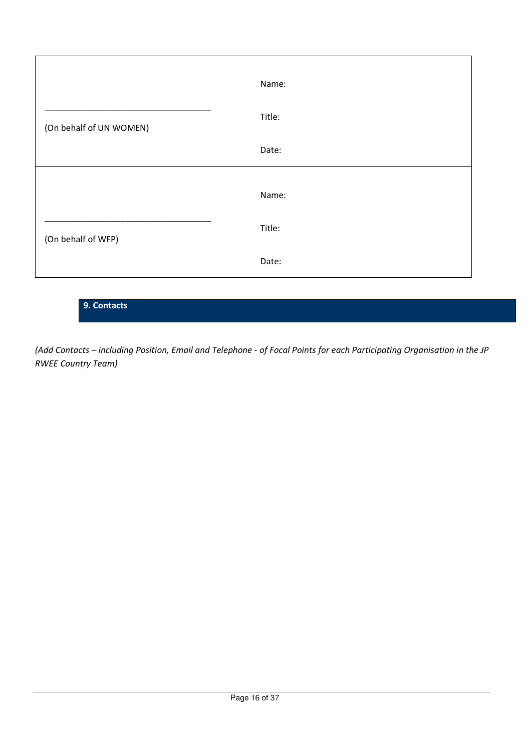| | |
|---|---|
| ___________________________________<br>(On behalf of UN WOMEN) | Name:<br><br>Title:<br><br>Date: |
| ___________________________________<br>(On behalf of WFP) | Name:<br><br>Title:<br><br>Date: |

## 9. Contacts

*(Add Contacts – including Position, Email and Telephone - of Focal Points for each Participating Organisation in the JP RWEE Country Team)*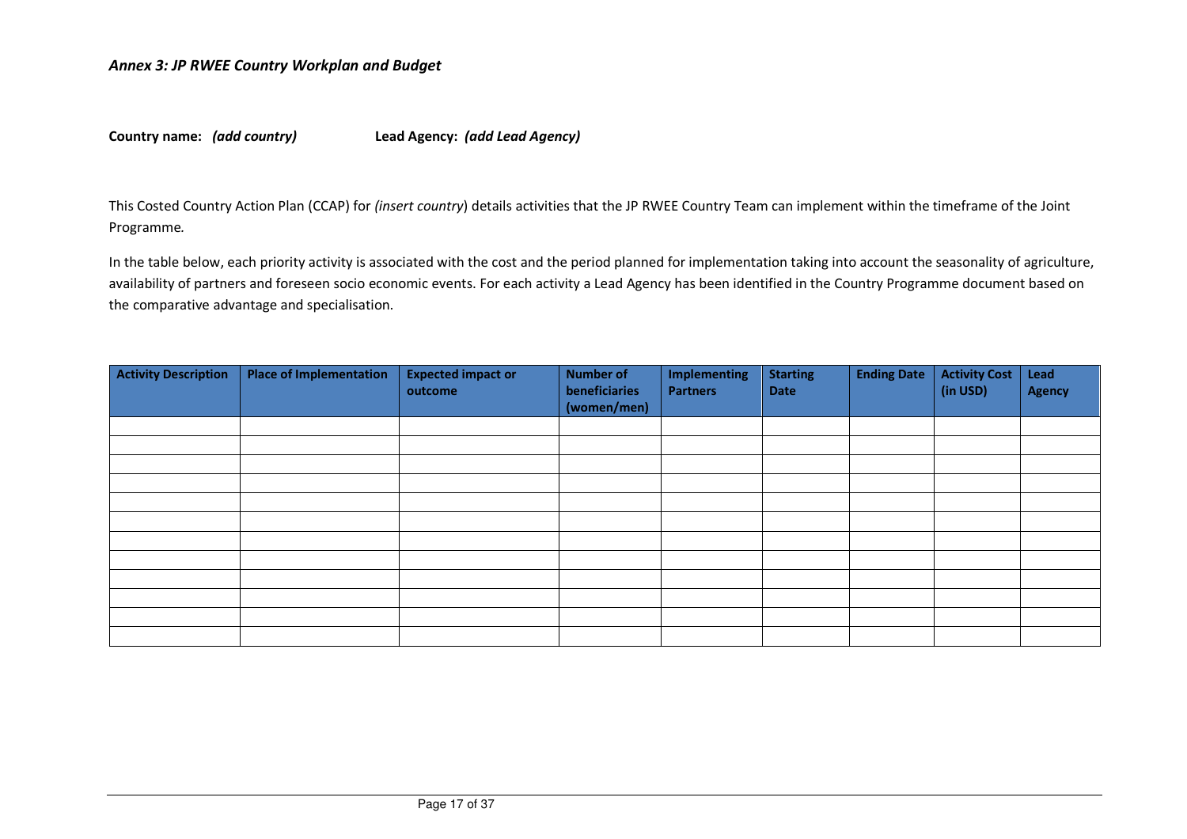### *Annex 3: JP RWEE Country Workplan and Budget*

**Country name:** ***(add country)*** **Lead Agency:** ***(add Lead Agency)***

This Costed Country Action Plan (CCAP) for *(insert country*) details activities that the JP RWEE Country Team can implement within the timeframe of the Joint Programme.

In the table below, each priority activity is associated with the cost and the period planned for implementation taking into account the seasonality of agriculture, availability of partners and foreseen socio economic events. For each activity a Lead Agency has been identified in the Country Programme document based on the comparative advantage and specialisation.

| Activity Description | Place of Implementation | Expected impact or outcome | Number of beneficiaries (women/men) | Implementing Partners | Starting Date | Ending Date | Activity Cost (in USD) | Lead Agency |
|---|---|---|---|---|---|---|---|---|
| | | | | | | | | |
| | | | | | | | | |
| | | | | | | | | |
| | | | | | | | | |
| | | | | | | | | |
| | | | | | | | | |
| | | | | | | | | |
| | | | | | | | | |
| | | | | | | | | |
| | | | | | | | | |
| | | | | | | | | |
| | | | | | | | | |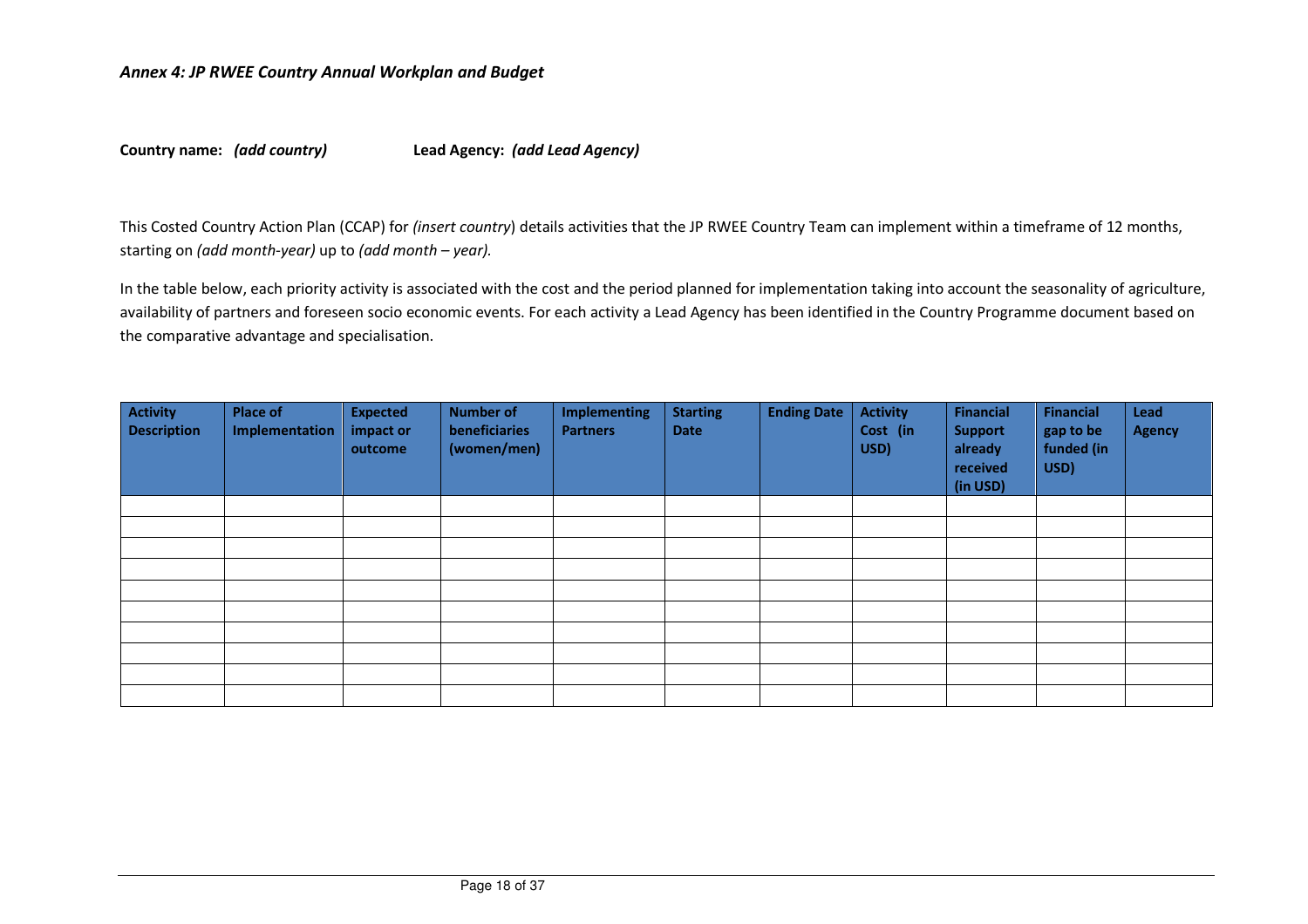### *Annex 4: JP RWEE Country Annual Workplan and Budget*

**Country name:** ***(add country)*** **Lead Agency:** ***(add Lead Agency)***

This Costed Country Action Plan (CCAP) for *(insert country*) details activities that the JP RWEE Country Team can implement within a timeframe of 12 months, starting on *(add month-year)* up to *(add month – year).*

In the table below, each priority activity is associated with the cost and the period planned for implementation taking into account the seasonality of agriculture, availability of partners and foreseen socio economic events. For each activity a Lead Agency has been identified in the Country Programme document based on the comparative advantage and specialisation.

| Activity Description | Place of Implementation | Expected impact or outcome | Number of beneficiaries (women/men) | Implementing Partners | Starting Date | Ending Date | Activity Cost (in USD) | Financial Support already received (in USD) | Financial gap to be funded (in USD) | Lead Agency |
|---|---|---|---|---|---|---|---|---|---|---|
| | | | | | | | | | | |
| | | | | | | | | | | |
| | | | | | | | | | | |
| | | | | | | | | | | |
| | | | | | | | | | | |
| | | | | | | | | | | |
| | | | | | | | | | | |
| | | | | | | | | | | |
| | | | | | | | | | | |
| | | | | | | | | | | |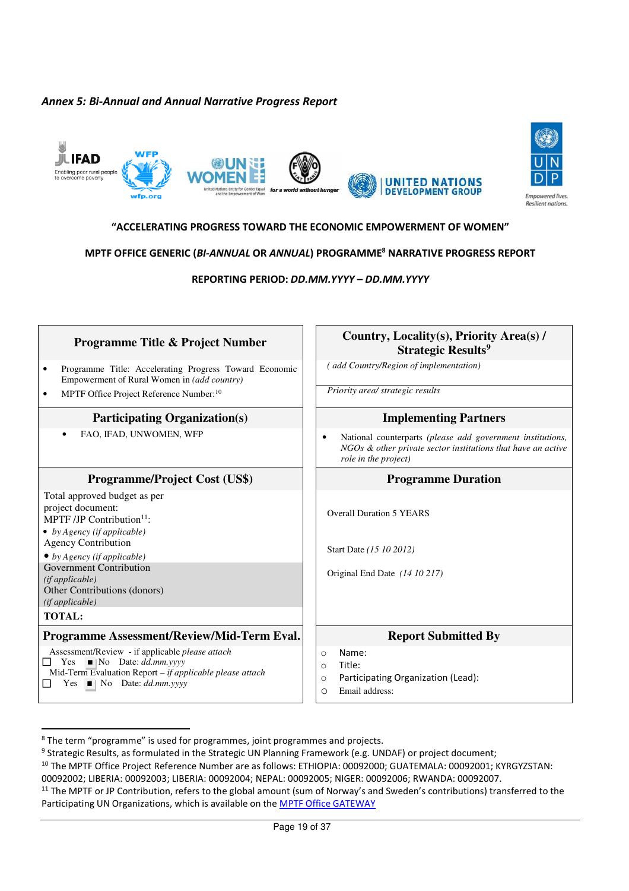*Annex 5: Bi-Annual and Annual Narrative Progress Report*

**"ACCELERATING PROGRESS TOWARD THE ECONOMIC EMPOWERMENT OF WOMEN"**

**MPTF OFFICE GENERIC (*BI-ANNUAL* OR *ANNUAL*) PROGRAMME[8] NARRATIVE PROGRESS REPORT**

**REPORTING PERIOD: *DD.MM.YYYY – DD.MM.YYYY***

| **Programme Title & Project Number** | **Country, Locality(s), Priority Area(s) / Strategic Results[9]** |
|---|---|
| • Programme Title: Accelerating Progress Toward Economic Empowerment of Rural Women in *(add country)*<br>• MPTF Office Project Reference Number:[10] | *( add Country/Region of implementation)*<br><br>*Priority area/ strategic results* |
| **Participating Organization(s)** | **Implementing Partners** |
| • FAO, IFAD, UNWOMEN, WFP | • National counterparts *(please add government institutions, NGOs & other private sector institutions that have an active role in the project)* |
| **Programme/Project Cost (US$)** | **Programme Duration** |
| Total approved budget as per project document:<br>MPTF /JP Contribution[11]:<br>• *by Agency (if applicable)*<br>Agency Contribution<br>• *by Agency (if applicable)*<br>Government Contribution *(if applicable)*<br>Other Contributions (donors) *(if applicable)*<br>**TOTAL:** | Overall Duration 5 YEARS<br><br>Start Date *(15 10 2012)*<br><br>Original End Date *(14 10 217)* |
| **Programme Assessment/Review/Mid-Term Eval.** | **Report Submitted By** |
| Assessment/Review - if applicable *please attach*<br>☐ Yes ■ No Date: *dd.mm.yyyy*<br>Mid-Term Evaluation Report – *if applicable please attach*<br>☐ Yes ■ No Date: *dd.mm.yyyy* | ○ Name:<br>○ Title:<br>○ Participating Organization (Lead):<br>○ Email address: |

---

[8] The term "programme" is used for programmes, joint programmes and projects.

[9] Strategic Results, as formulated in the Strategic UN Planning Framework (e.g. UNDAF) or project document;

[10] The MPTF Office Project Reference Number are as follows: ETHIOPIA: 00092000; GUATEMALA: 00092001; KYRGYZSTAN: 00092002; LIBERIA: 00092003; LIBERIA: 00092004; NEPAL: 00092005; NIGER: 00092006; RWANDA: 00092007.

[11] The MPTF or JP Contribution, refers to the global amount (sum of Norway's and Sweden's contributions) transferred to the Participating UN Organizations, which is available on the MPTF Office GATEWAY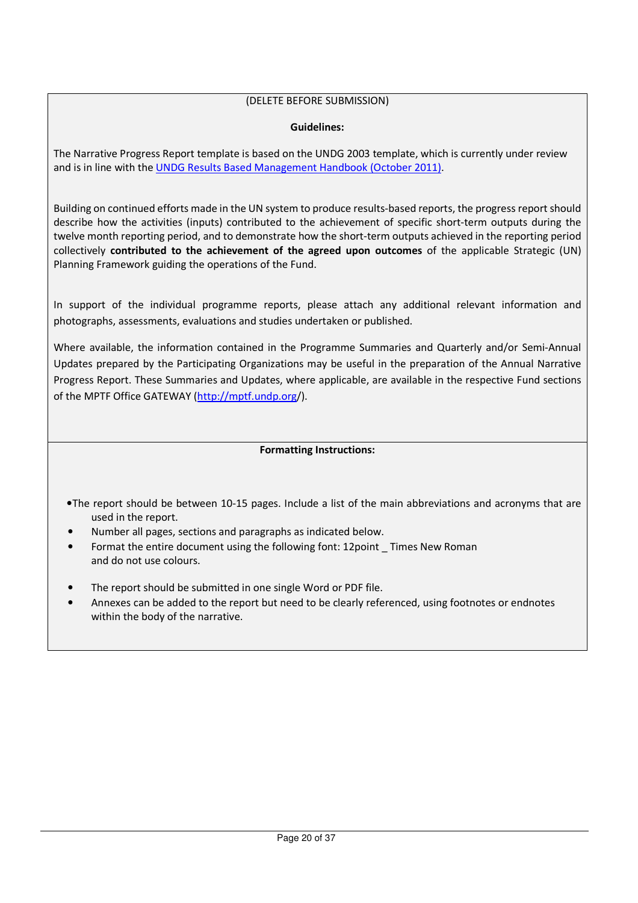(DELETE BEFORE SUBMISSION)

**Guidelines:**

The Narrative Progress Report template is based on the UNDG 2003 template, which is currently under review and is in line with the [UNDG Results Based Management Handbook (October 2011)](#).

Building on continued efforts made in the UN system to produce results-based reports, the progress report should describe how the activities (inputs) contributed to the achievement of specific short-term outputs during the twelve month reporting period, and to demonstrate how the short-term outputs achieved in the reporting period collectively **contributed to the achievement of the agreed upon outcomes** of the applicable Strategic (UN) Planning Framework guiding the operations of the Fund.

In support of the individual programme reports, please attach any additional relevant information and photographs, assessments, evaluations and studies undertaken or published.

Where available, the information contained in the Programme Summaries and Quarterly and/or Semi-Annual Updates prepared by the Participating Organizations may be useful in the preparation of the Annual Narrative Progress Report. These Summaries and Updates, where applicable, are available in the respective Fund sections of the MPTF Office GATEWAY (http://mptf.undp.org/).

**Formatting Instructions:**

- The report should be between 10-15 pages. Include a list of the main abbreviations and acronyms that are used in the report.
- Number all pages, sections and paragraphs as indicated below.
- Format the entire document using the following font: 12point _ Times New Roman and do not use colours.
- The report should be submitted in one single Word or PDF file.
- Annexes can be added to the report but need to be clearly referenced, using footnotes or endnotes within the body of the narrative.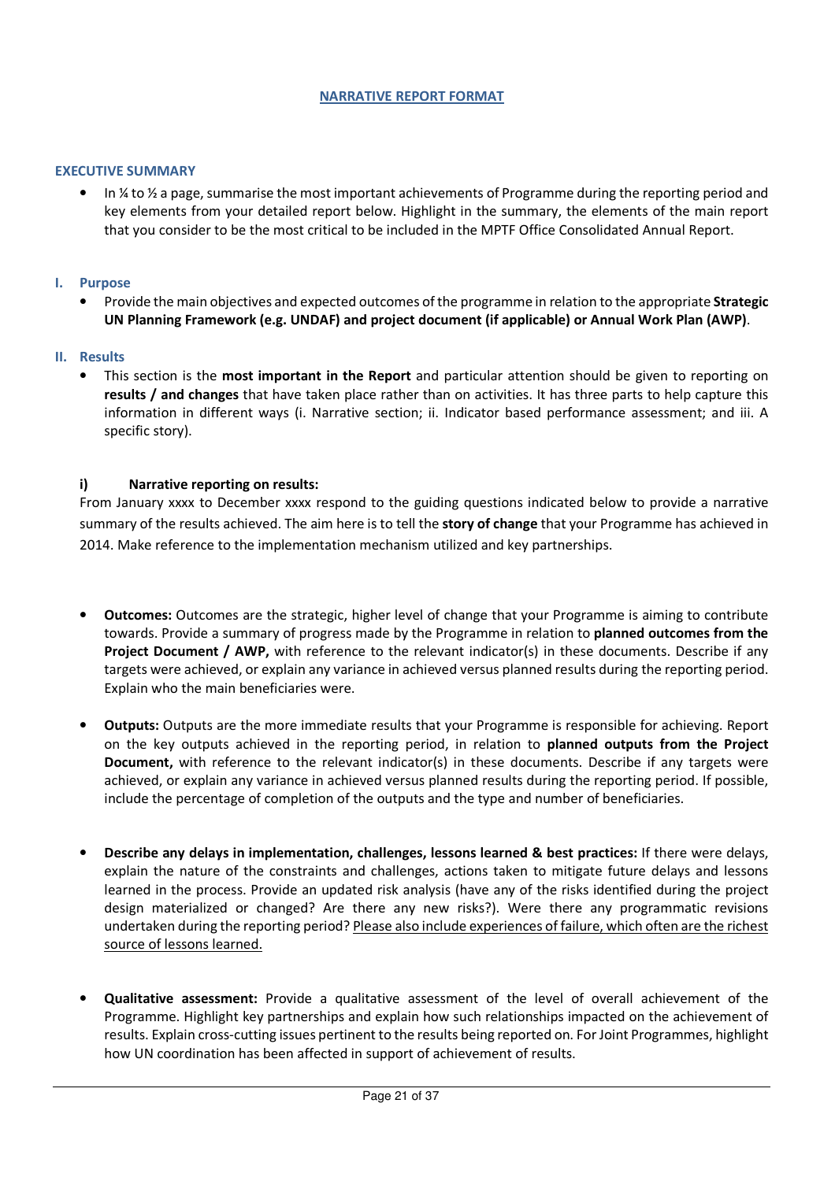# NARRATIVE REPORT FORMAT

## EXECUTIVE SUMMARY

- In ¼ to ½ a page, summarise the most important achievements of Programme during the reporting period and key elements from your detailed report below. Highlight in the summary, the elements of the main report that you consider to be the most critical to be included in the MPTF Office Consolidated Annual Report.

## I. Purpose

- Provide the main objectives and expected outcomes of the programme in relation to the appropriate **Strategic UN Planning Framework (e.g. UNDAF) and project document (if applicable) or Annual Work Plan (AWP)**.

## II. Results

- This section is the **most important in the Report** and particular attention should be given to reporting on **results / and changes** that have taken place rather than on activities. It has three parts to help capture this information in different ways (i. Narrative section; ii. Indicator based performance assessment; and iii. A specific story).

### i) Narrative reporting on results:

From January xxxx to December xxxx respond to the guiding questions indicated below to provide a narrative summary of the results achieved. The aim here is to tell the **story of change** that your Programme has achieved in 2014. Make reference to the implementation mechanism utilized and key partnerships.

- **Outcomes:** Outcomes are the strategic, higher level of change that your Programme is aiming to contribute towards. Provide a summary of progress made by the Programme in relation to **planned outcomes from the Project Document / AWP,** with reference to the relevant indicator(s) in these documents. Describe if any targets were achieved, or explain any variance in achieved versus planned results during the reporting period. Explain who the main beneficiaries were.

- **Outputs:** Outputs are the more immediate results that your Programme is responsible for achieving. Report on the key outputs achieved in the reporting period, in relation to **planned outputs from the Project Document,** with reference to the relevant indicator(s) in these documents. Describe if any targets were achieved, or explain any variance in achieved versus planned results during the reporting period. If possible, include the percentage of completion of the outputs and the type and number of beneficiaries.

- **Describe any delays in implementation, challenges, lessons learned & best practices:** If there were delays, explain the nature of the constraints and challenges, actions taken to mitigate future delays and lessons learned in the process. Provide an updated risk analysis (have any of the risks identified during the project design materialized or changed? Are there any new risks?). Were there any programmatic revisions undertaken during the reporting period? Please also include experiences of failure, which often are the richest source of lessons learned.

- **Qualitative assessment:** Provide a qualitative assessment of the level of overall achievement of the Programme. Highlight key partnerships and explain how such relationships impacted on the achievement of results. Explain cross-cutting issues pertinent to the results being reported on. For Joint Programmes, highlight how UN coordination has been affected in support of achievement of results.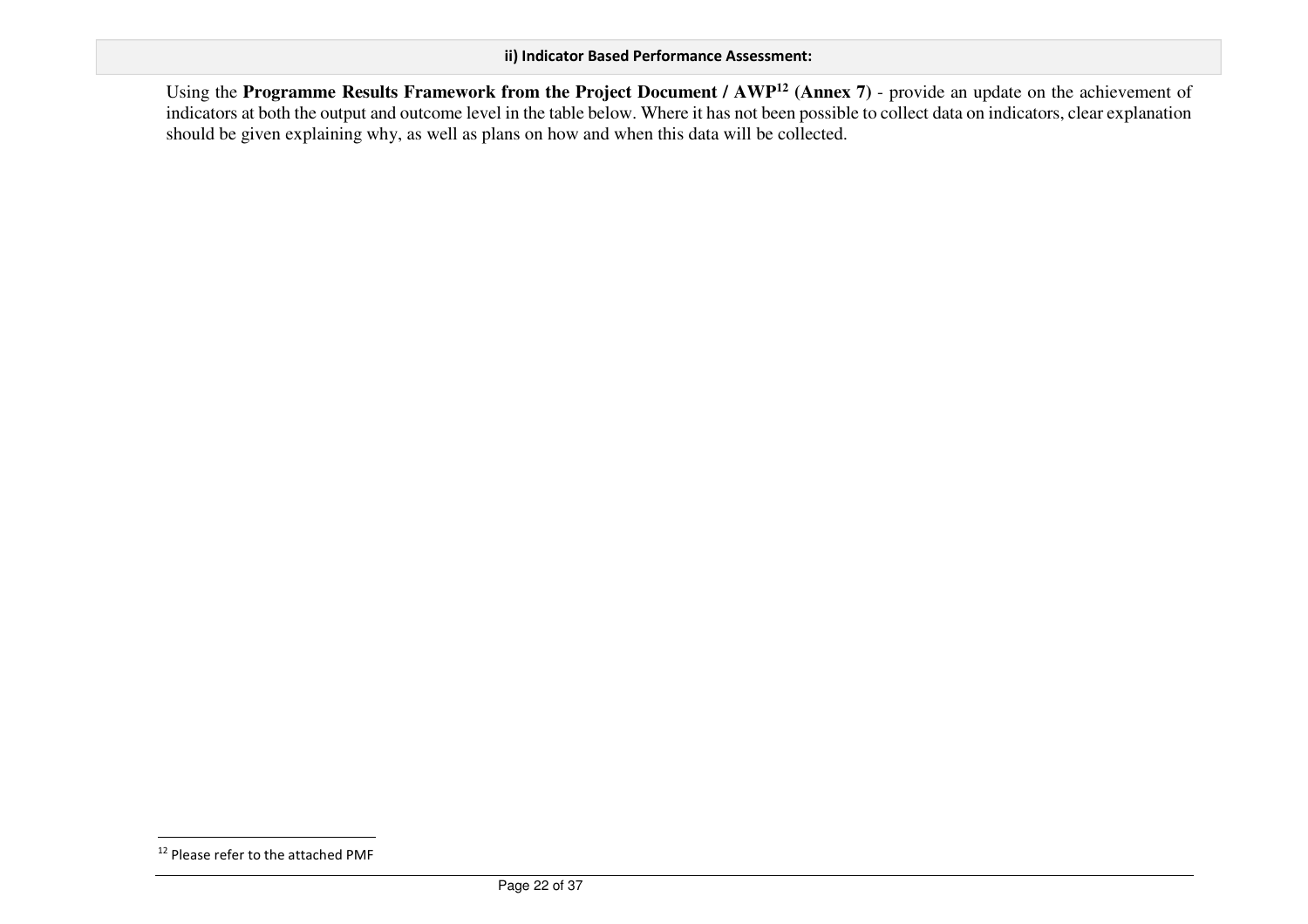**ii) Indicator Based Performance Assessment:**

Using the **Programme Results Framework from the Project Document / AWP[12] (Annex 7)** - provide an update on the achievement of indicators at both the output and outcome level in the table below. Where it has not been possible to collect data on indicators, clear explanation should be given explaining why, as well as plans on how and when this data will be collected.

[12] Please refer to the attached PMF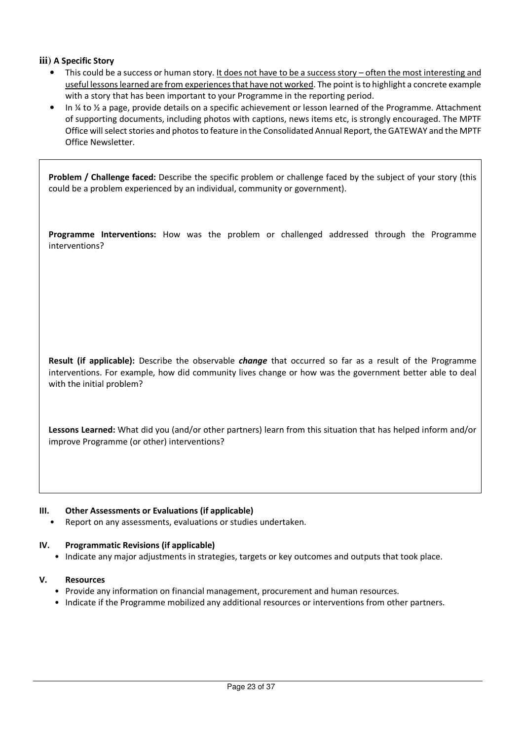### iii) A Specific Story

- This could be a success or human story. <u>It does not have to be a success story – often the most interesting and useful lessons learned are from experiences that have not worked</u>. The point is to highlight a concrete example with a story that has been important to your Programme in the reporting period.
- In ¼ to ½ a page, provide details on a specific achievement or lesson learned of the Programme. Attachment of supporting documents, including photos with captions, news items etc, is strongly encouraged. The MPTF Office will select stories and photos to feature in the Consolidated Annual Report, the GATEWAY and the MPTF Office Newsletter.

**Problem / Challenge faced:** Describe the specific problem or challenge faced by the subject of your story (this could be a problem experienced by an individual, community or government).

**Programme Interventions:** How was the problem or challenged addressed through the Programme interventions?

**Result (if applicable):** Describe the observable ***change*** that occurred so far as a result of the Programme interventions. For example, how did community lives change or how was the government better able to deal with the initial problem?

**Lessons Learned:** What did you (and/or other partners) learn from this situation that has helped inform and/or improve Programme (or other) interventions?

## III. Other Assessments or Evaluations (if applicable)

- Report on any assessments, evaluations or studies undertaken.

## IV. Programmatic Revisions (if applicable)

- Indicate any major adjustments in strategies, targets or key outcomes and outputs that took place.

## V. Resources

- Provide any information on financial management, procurement and human resources.
- Indicate if the Programme mobilized any additional resources or interventions from other partners.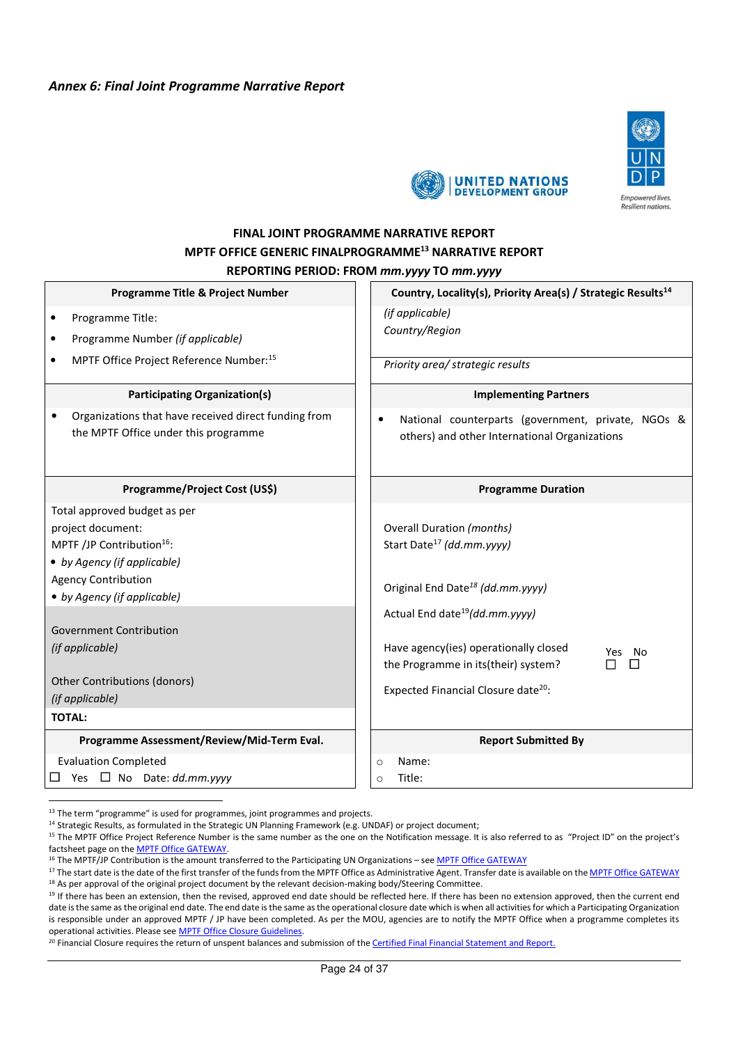*Annex 6: Final Joint Programme Narrative Report*

**FINAL JOINT PROGRAMME NARRATIVE REPORT**
**MPTF OFFICE GENERIC FINALPROGRAMME[13] NARRATIVE REPORT**
**REPORTING PERIOD: FROM *mm.yyyy* TO *mm.yyyy***

| **Programme Title & Project Number** | **Country, Locality(s), Priority Area(s) / Strategic Results[14]** |
|---|---|
| • Programme Title:<br>• Programme Number *(if applicable)*<br>• MPTF Office Project Reference Number:[15] | *(if applicable)*<br>*Country/Region*<br><br>*Priority area/ strategic results* |
| **Participating Organization(s)** | **Implementing Partners** |
| • Organizations that have received direct funding from the MPTF Office under this programme | • National counterparts (government, private, NGOs & others) and other International Organizations |
| **Programme/Project Cost (US$)** | **Programme Duration** |
| Total approved budget as per project document:<br>MPTF /JP Contribution[16]:<br>• *by Agency (if applicable)*<br>Agency Contribution<br>• *by Agency (if applicable)*<br><br>Government Contribution<br>*(if applicable)*<br><br>Other Contributions (donors)<br>*(if applicable)*<br>**TOTAL:** | Overall Duration *(months)*<br>Start Date[17] *(dd.mm.yyyy)*<br><br>Original End Date[18] *(dd.mm.yyyy)*<br><br>Actual End date[19] *(dd.mm.yyyy)*<br><br>Have agency(ies) operationally closed the Programme in its(their) system? Yes ☐ No ☐<br><br>Expected Financial Closure date[20]: |
| **Programme Assessment/Review/Mid-Term Eval.** | **Report Submitted By** |
| Evaluation Completed<br>☐ Yes ☐ No Date: *dd.mm.yyyy* | ○ Name:<br>○ Title: |

[13] The term "programme" is used for programmes, joint programmes and projects.

[14] Strategic Results, as formulated in the Strategic UN Planning Framework (e.g. UNDAF) or project document;

[15] The MPTF Office Project Reference Number is the same number as the one on the Notification message. It is also referred to as "Project ID" on the project's factsheet page on the MPTF Office GATEWAY.

[16] The MPTF/JP Contribution is the amount transferred to the Participating UN Organizations – see MPTF Office GATEWAY

[17] The start date is the date of the first transfer of the funds from the MPTF Office as Administrative Agent. Transfer date is available on the MPTF Office GATEWAY

[18] As per approval of the original project document by the relevant decision-making body/Steering Committee.

[19] If there has been an extension, then the revised, approved end date should be reflected here. If there has been no extension approved, then the current end date is the same as the original end date. The end date is the same as the operational closure date which is when all activities for which a Participating Organization is responsible under an approved MPTF / JP have been completed. As per the MOU, agencies are to notify the MPTF Office when a programme completes its operational activities. Please see MPTF Office Closure Guidelines.

[20] Financial Closure requires the return of unspent balances and submission of the Certified Final Financial Statement and Report.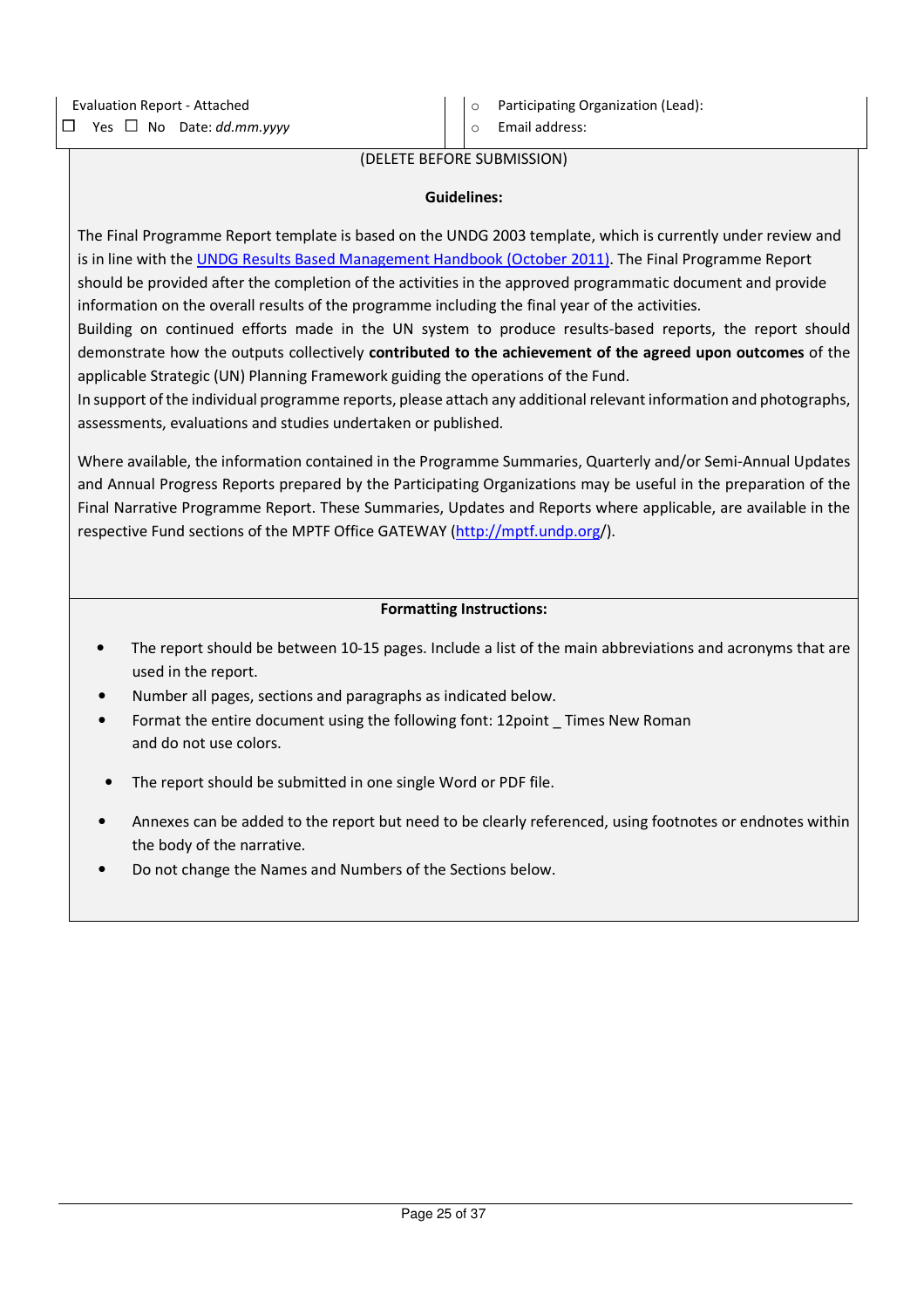| Evaluation Report - Attached<br>☐ Yes ☐ No Date: *dd.mm.yyyy* | ○ Participating Organization (Lead):<br>○ Email address: |
|---|---|

(DELETE BEFORE SUBMISSION)

**Guidelines:**

The Final Programme Report template is based on the UNDG 2003 template, which is currently under review and is in line with the [UNDG Results Based Management Handbook (October 2011)](). The Final Programme Report should be provided after the completion of the activities in the approved programmatic document and provide information on the overall results of the programme including the final year of the activities.
Building on continued efforts made in the UN system to produce results-based reports, the report should demonstrate how the outputs collectively **contributed to the achievement of the agreed upon outcomes** of the applicable Strategic (UN) Planning Framework guiding the operations of the Fund.
In support of the individual programme reports, please attach any additional relevant information and photographs, assessments, evaluations and studies undertaken or published.

Where available, the information contained in the Programme Summaries, Quarterly and/or Semi-Annual Updates and Annual Progress Reports prepared by the Participating Organizations may be useful in the preparation of the Final Narrative Programme Report. These Summaries, Updates and Reports where applicable, are available in the respective Fund sections of the MPTF Office GATEWAY ([http://mptf.undp.org](http://mptf.undp.org)/).

**Formatting Instructions:**

- The report should be between 10-15 pages. Include a list of the main abbreviations and acronyms that are used in the report.
- Number all pages, sections and paragraphs as indicated below.
- Format the entire document using the following font: 12point _ Times New Roman and do not use colors.
- The report should be submitted in one single Word or PDF file.
- Annexes can be added to the report but need to be clearly referenced, using footnotes or endnotes within the body of the narrative.
- Do not change the Names and Numbers of the Sections below.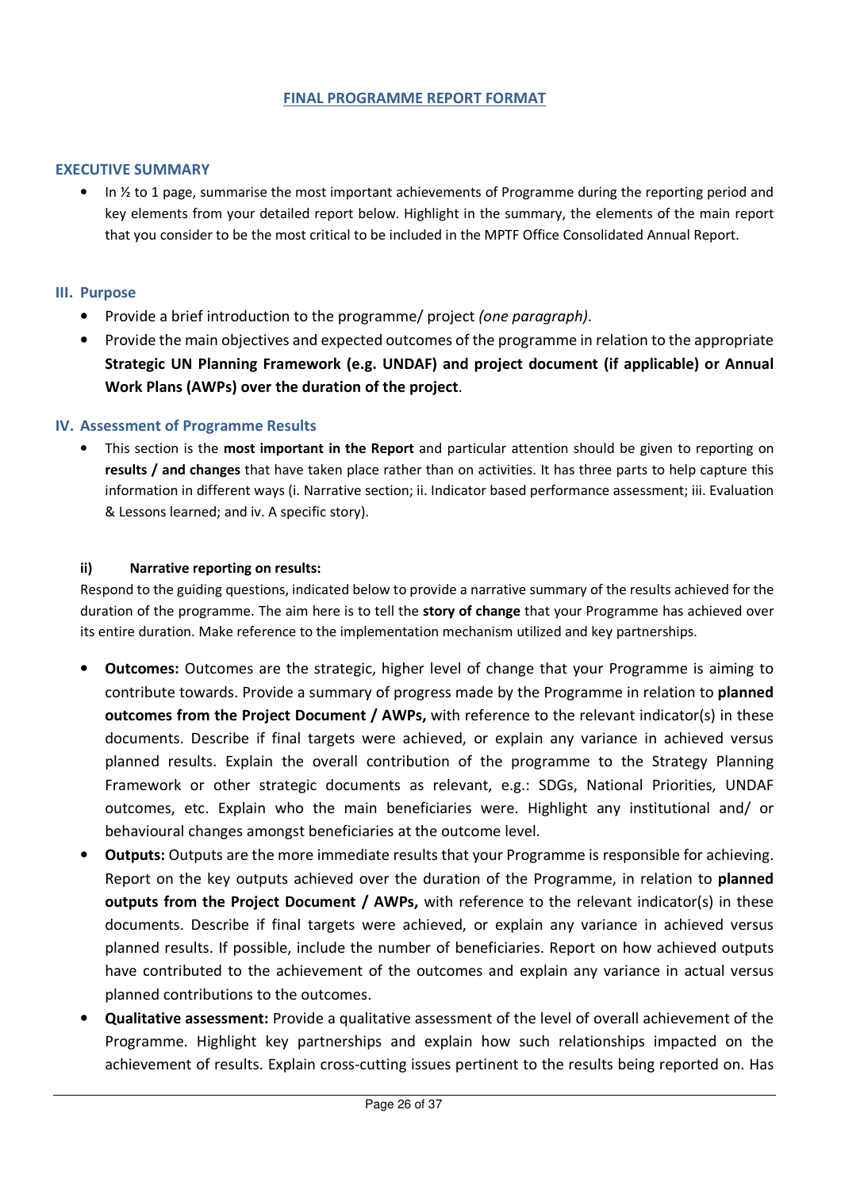## FINAL PROGRAMME REPORT FORMAT

### EXECUTIVE SUMMARY

- In ½ to 1 page, summarise the most important achievements of Programme during the reporting period and key elements from your detailed report below. Highlight in the summary, the elements of the main report that you consider to be the most critical to be included in the MPTF Office Consolidated Annual Report.

### III. Purpose

- Provide a brief introduction to the programme/ project *(one paragraph)*.
- Provide the main objectives and expected outcomes of the programme in relation to the appropriate **Strategic UN Planning Framework (e.g. UNDAF) and project document (if applicable) or Annual Work Plans (AWPs) over the duration of the project**.

### IV. Assessment of Programme Results

- This section is the **most important in the Report** and particular attention should be given to reporting on **results / and changes** that have taken place rather than on activities. It has three parts to help capture this information in different ways (i. Narrative section; ii. Indicator based performance assessment; iii. Evaluation & Lessons learned; and iv. A specific story).

#### ii) Narrative reporting on results:

Respond to the guiding questions, indicated below to provide a narrative summary of the results achieved for the duration of the programme. The aim here is to tell the **story of change** that your Programme has achieved over its entire duration. Make reference to the implementation mechanism utilized and key partnerships.

- **Outcomes:** Outcomes are the strategic, higher level of change that your Programme is aiming to contribute towards. Provide a summary of progress made by the Programme in relation to **planned outcomes from the Project Document / AWPs,** with reference to the relevant indicator(s) in these documents. Describe if final targets were achieved, or explain any variance in achieved versus planned results. Explain the overall contribution of the programme to the Strategy Planning Framework or other strategic documents as relevant, e.g.: SDGs, National Priorities, UNDAF outcomes, etc. Explain who the main beneficiaries were. Highlight any institutional and/ or behavioural changes amongst beneficiaries at the outcome level.
- **Outputs:** Outputs are the more immediate results that your Programme is responsible for achieving. Report on the key outputs achieved over the duration of the Programme, in relation to **planned outputs from the Project Document / AWPs,** with reference to the relevant indicator(s) in these documents. Describe if final targets were achieved, or explain any variance in achieved versus planned results. If possible, include the number of beneficiaries. Report on how achieved outputs have contributed to the achievement of the outcomes and explain any variance in actual versus planned contributions to the outcomes.
- **Qualitative assessment:** Provide a qualitative assessment of the level of overall achievement of the Programme. Highlight key partnerships and explain how such relationships impacted on the achievement of results. Explain cross-cutting issues pertinent to the results being reported on. Has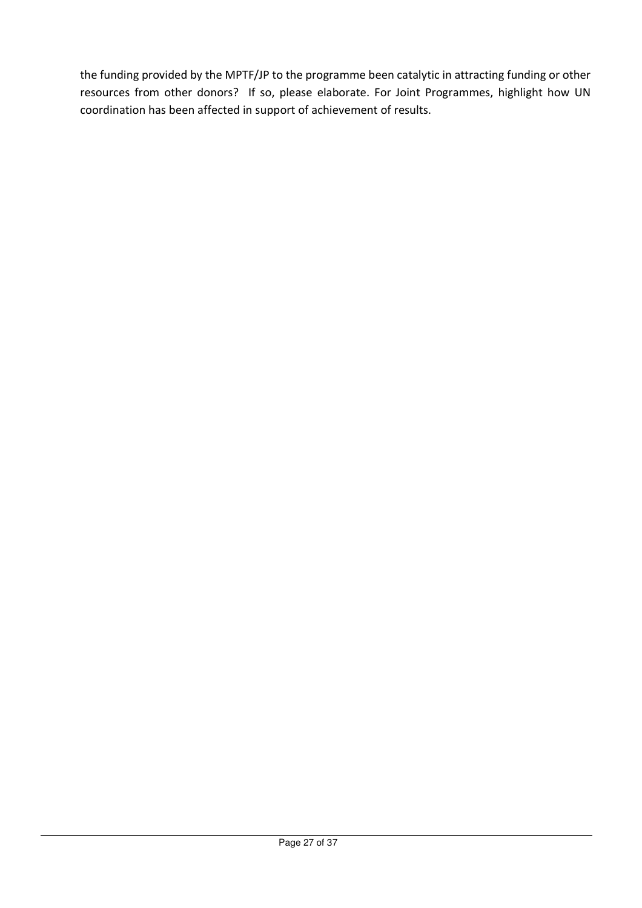the funding provided by the MPTF/JP to the programme been catalytic in attracting funding or other resources from other donors? If so, please elaborate. For Joint Programmes, highlight how UN coordination has been affected in support of achievement of results.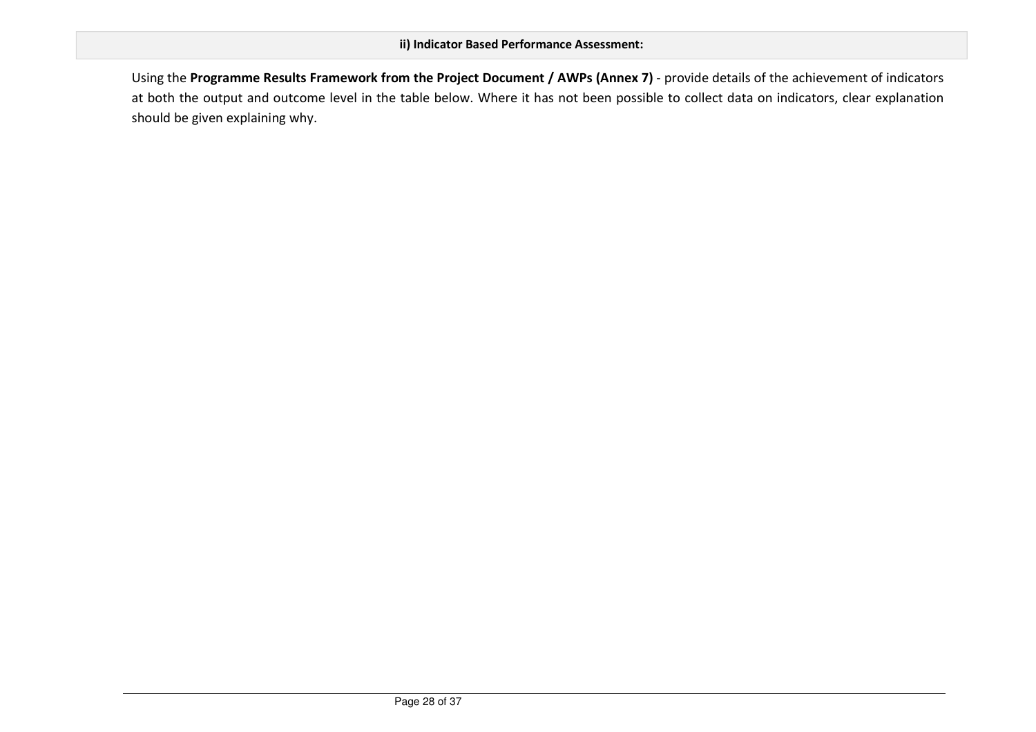### ii) Indicator Based Performance Assessment:

Using the **Programme Results Framework from the Project Document / AWPs (Annex 7)** - provide details of the achievement of indicators at both the output and outcome level in the table below. Where it has not been possible to collect data on indicators, clear explanation should be given explaining why.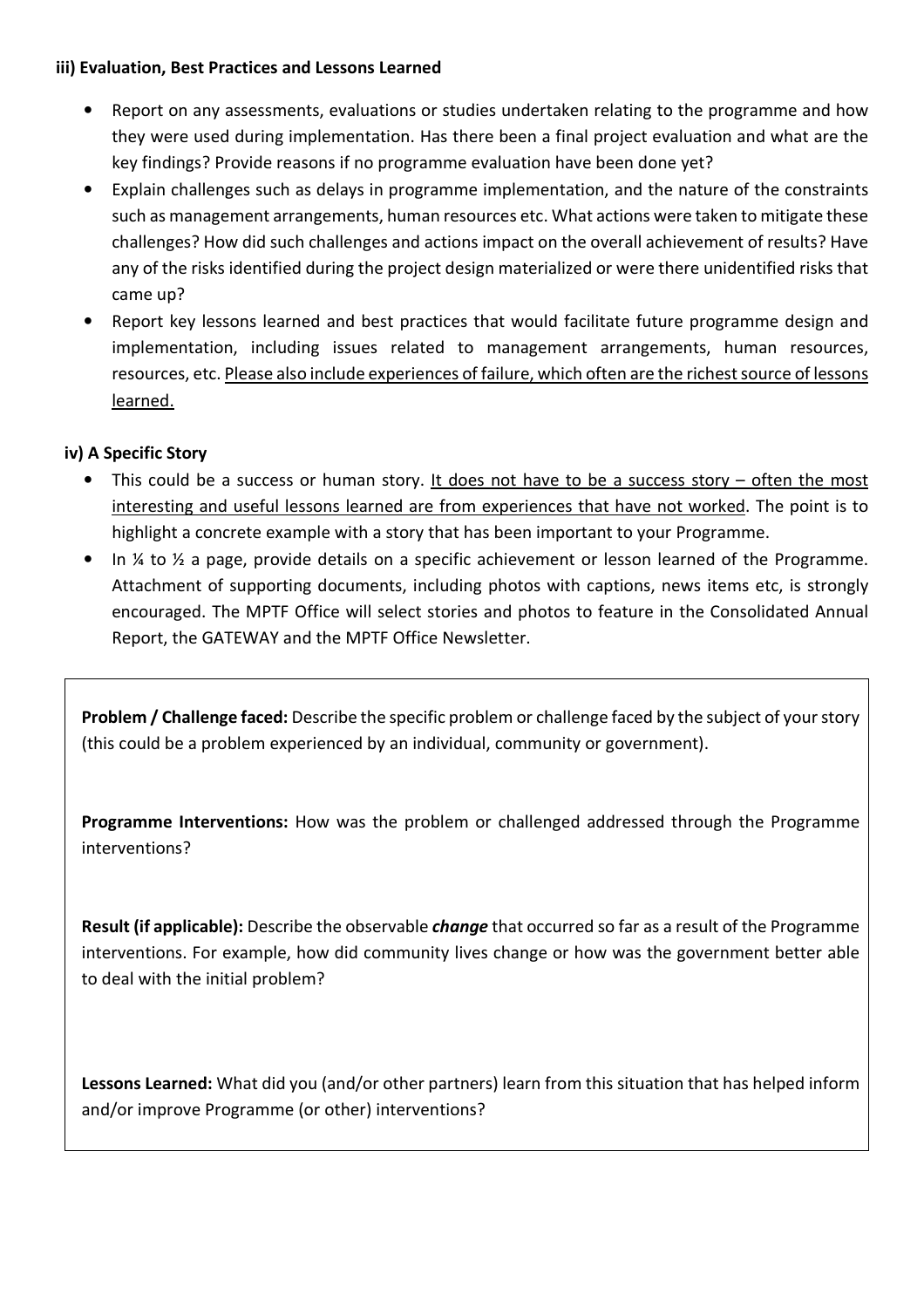### iii) Evaluation, Best Practices and Lessons Learned

- Report on any assessments, evaluations or studies undertaken relating to the programme and how they were used during implementation. Has there been a final project evaluation and what are the key findings? Provide reasons if no programme evaluation have been done yet?
- Explain challenges such as delays in programme implementation, and the nature of the constraints such as management arrangements, human resources etc. What actions were taken to mitigate these challenges? How did such challenges and actions impact on the overall achievement of results? Have any of the risks identified during the project design materialized or were there unidentified risks that came up?
- Report key lessons learned and best practices that would facilitate future programme design and implementation, including issues related to management arrangements, human resources, resources, etc. <u>Please also include experiences of failure, which often are the richest source of lessons learned.</u>

### iv) A Specific Story

- This could be a success or human story. <u>It does not have to be a success story – often the most interesting and useful lessons learned are from experiences that have not worked</u>. The point is to highlight a concrete example with a story that has been important to your Programme.
- In ¼ to ½ a page, provide details on a specific achievement or lesson learned of the Programme. Attachment of supporting documents, including photos with captions, news items etc, is strongly encouraged. The MPTF Office will select stories and photos to feature in the Consolidated Annual Report, the GATEWAY and the MPTF Office Newsletter.

**Problem / Challenge faced:** Describe the specific problem or challenge faced by the subject of your story (this could be a problem experienced by an individual, community or government).

**Programme Interventions:** How was the problem or challenged addressed through the Programme interventions?

**Result (if applicable):** Describe the observable ***change*** that occurred so far as a result of the Programme interventions. For example, how did community lives change or how was the government better able to deal with the initial problem?

**Lessons Learned:** What did you (and/or other partners) learn from this situation that has helped inform and/or improve Programme (or other) interventions?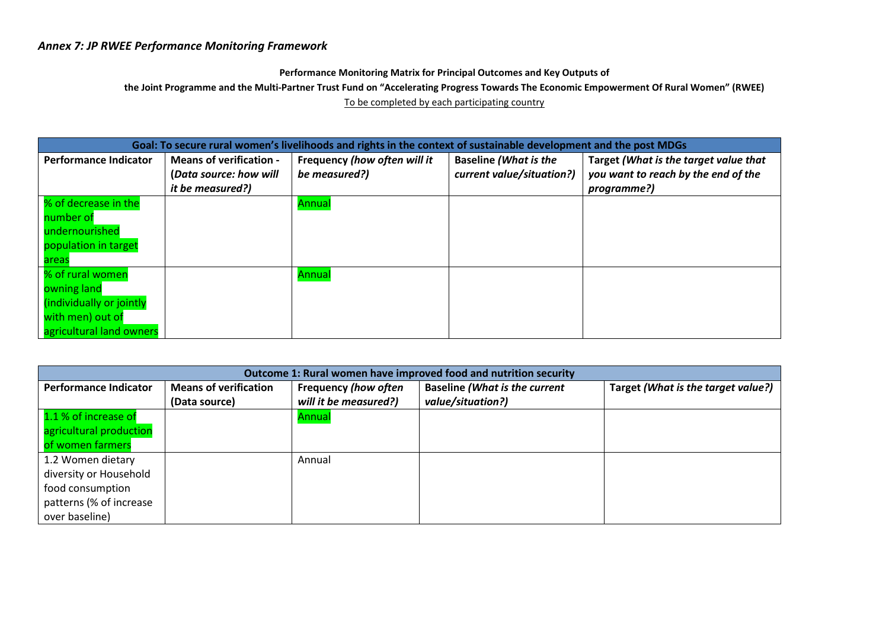*Annex 7: JP RWEE Performance Monitoring Framework*

**Performance Monitoring Matrix for Principal Outcomes and Key Outputs of**

**the Joint Programme and the Multi-Partner Trust Fund on "Accelerating Progress Towards The Economic Empowerment Of Rural Women" (RWEE)**

To be completed by each participating country

| **Goal: To secure rural women's livelihoods and rights in the context of sustainable development and the post MDGs** | | | | |
|---|---|---|---|---|
| **Performance Indicator** | **Means of verification - (*Data source: how will it be measured?*)** | **Frequency *(how often will it be measured?)*** | **Baseline *(What is the current value/situation?)*** | **Target *(What is the target value that you want to reach by the end of the programme?)*** |
| % of decrease in the number of undernourished population in target areas | | Annual | | |
| % of rural women owning land (individually or jointly with men) out of agricultural land owners | | Annual | | |

| **Outcome 1: Rural women have improved food and nutrition security** | | | | |
|---|---|---|---|---|
| **Performance Indicator** | **Means of verification (Data source)** | **Frequency *(how often will it be measured?)*** | **Baseline *(What is the current value/situation?)*** | **Target *(What is the target value?)*** |
| 1.1 % of increase of agricultural production of women farmers | | Annual | | |
| 1.2 Women dietary diversity or Household food consumption patterns (% of increase over baseline) | | Annual | | |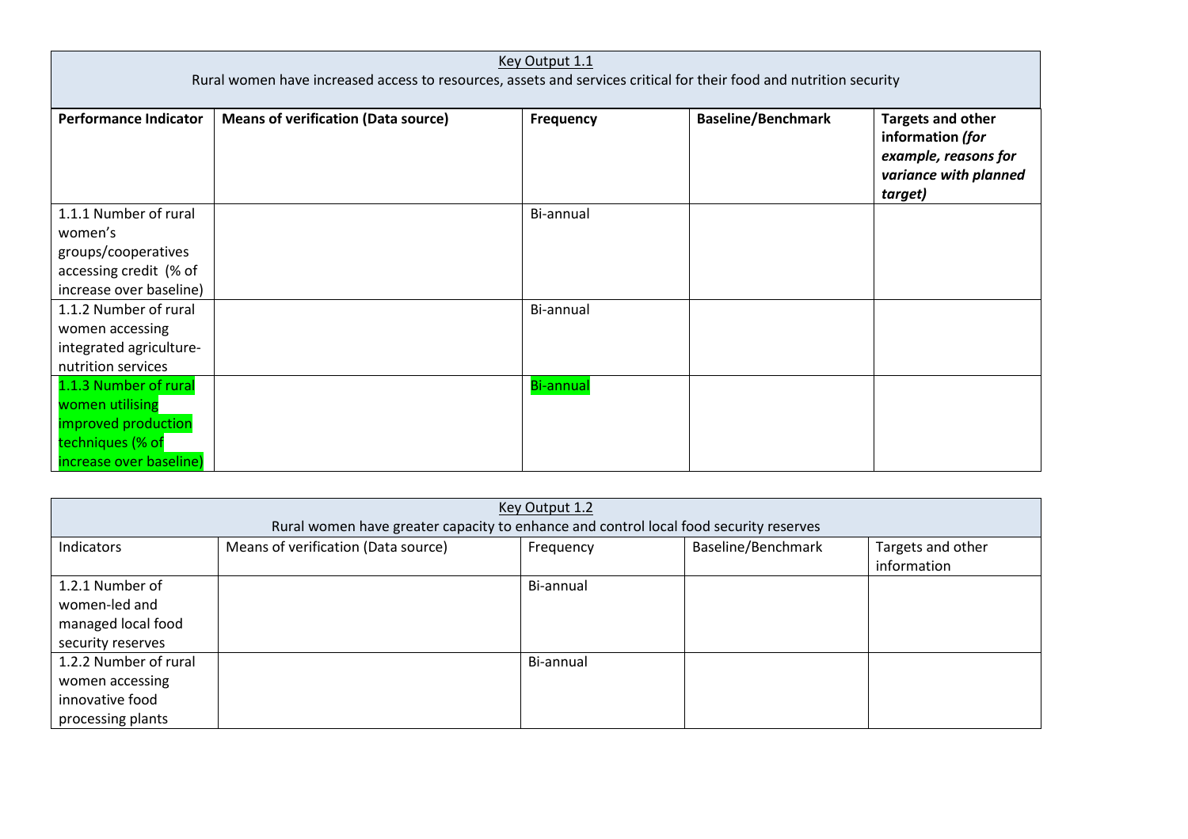| Key Output 1.1<br>Rural women have increased access to resources, assets and services critical for their food and nutrition security | | | | |
|---|---|---|---|---|
| **Performance Indicator** | **Means of verification (Data source)** | **Frequency** | **Baseline/Benchmark** | **Targets and other information** ***(for example, reasons for variance with planned target)*** |
| 1.1.1 Number of rural women's groups/cooperatives accessing credit (% of increase over baseline) | | Bi-annual | | |
| 1.1.2 Number of rural women accessing integrated agriculture-nutrition services | | Bi-annual | | |
| 1.1.3 Number of rural women utilising improved production techniques (% of increase over baseline) | | Bi-annual | | |

| Key Output 1.2<br>Rural women have greater capacity to enhance and control local food security reserves | | | | |
|---|---|---|---|---|
| Indicators | Means of verification (Data source) | Frequency | Baseline/Benchmark | Targets and other information |
| 1.2.1 Number of women-led and managed local food security reserves | | Bi-annual | | |
| 1.2.2 Number of rural women accessing innovative food processing plants | | Bi-annual | | |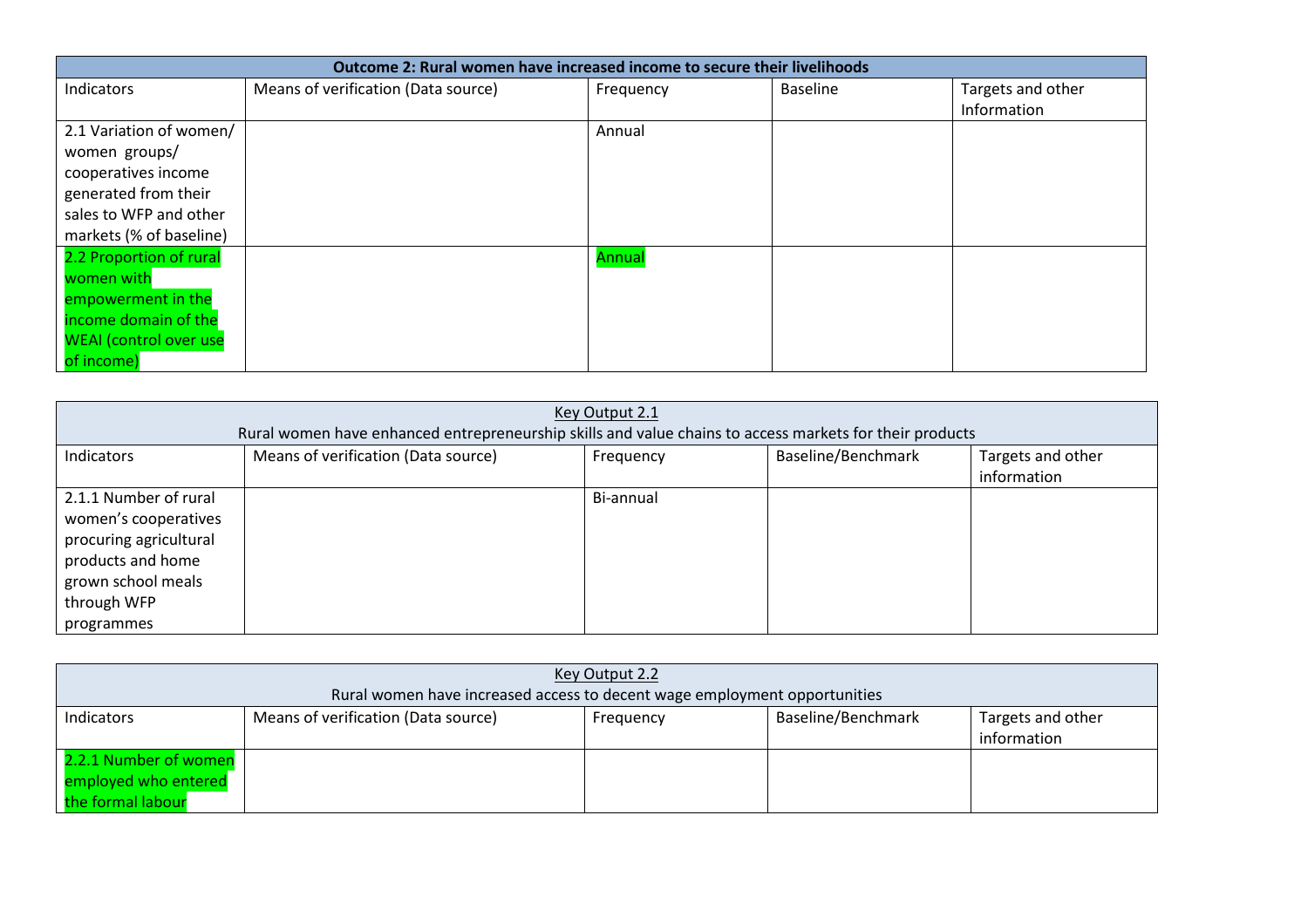| Outcome 2: Rural women have increased income to secure their livelihoods | | | | |
|---|---|---|---|---|
| Indicators | Means of verification (Data source) | Frequency | Baseline | Targets and other Information |
| 2.1 Variation of women/ women groups/ cooperatives income generated from their sales to WFP and other markets (% of baseline) | | Annual | | |
| 2.2 Proportion of rural women with empowerment in the income domain of the WEAI (control over use of income) | | Annual | | |

| Key Output 2.1<br>Rural women have enhanced entrepreneurship skills and value chains to access markets for their products | | | | |
|---|---|---|---|---|
| Indicators | Means of verification (Data source) | Frequency | Baseline/Benchmark | Targets and other information |
| 2.1.1 Number of rural women's cooperatives procuring agricultural products and home grown school meals through WFP programmes | | Bi-annual | | |

| Key Output 2.2<br>Rural women have increased access to decent wage employment opportunities | | | | |
|---|---|---|---|---|
| Indicators | Means of verification (Data source) | Frequency | Baseline/Benchmark | Targets and other information |
| 2.2.1 Number of women employed who entered the formal labour | | | | |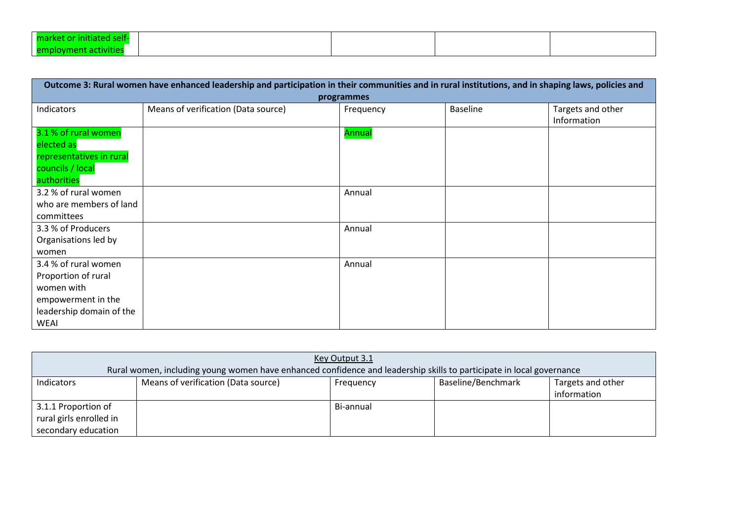| market or initiated self-employment activities | | | | |
|---|---|---|---|---|

| **Outcome 3: Rural women have enhanced leadership and participation in their communities and in rural institutions, and in shaping laws, policies and programmes** | | | | |
|---|---|---|---|---|
| Indicators | Means of verification (Data source) | Frequency | Baseline | Targets and other Information |
| 3.1 % of rural women elected as representatives in rural councils / local authorities | | Annual | | |
| 3.2 % of rural women who are members of land committees | | Annual | | |
| 3.3 % of Producers Organisations led by women | | Annual | | |
| 3.4 % of rural women Proportion of rural women with empowerment in the leadership domain of the WEAI | | Annual | | |

| Key Output 3.1<br>Rural women, including young women have enhanced confidence and leadership skills to participate in local governance | | | | |
|---|---|---|---|---|
| Indicators | Means of verification (Data source) | Frequency | Baseline/Benchmark | Targets and other information |
| 3.1.1 Proportion of rural girls enrolled in secondary education | | Bi-annual | | |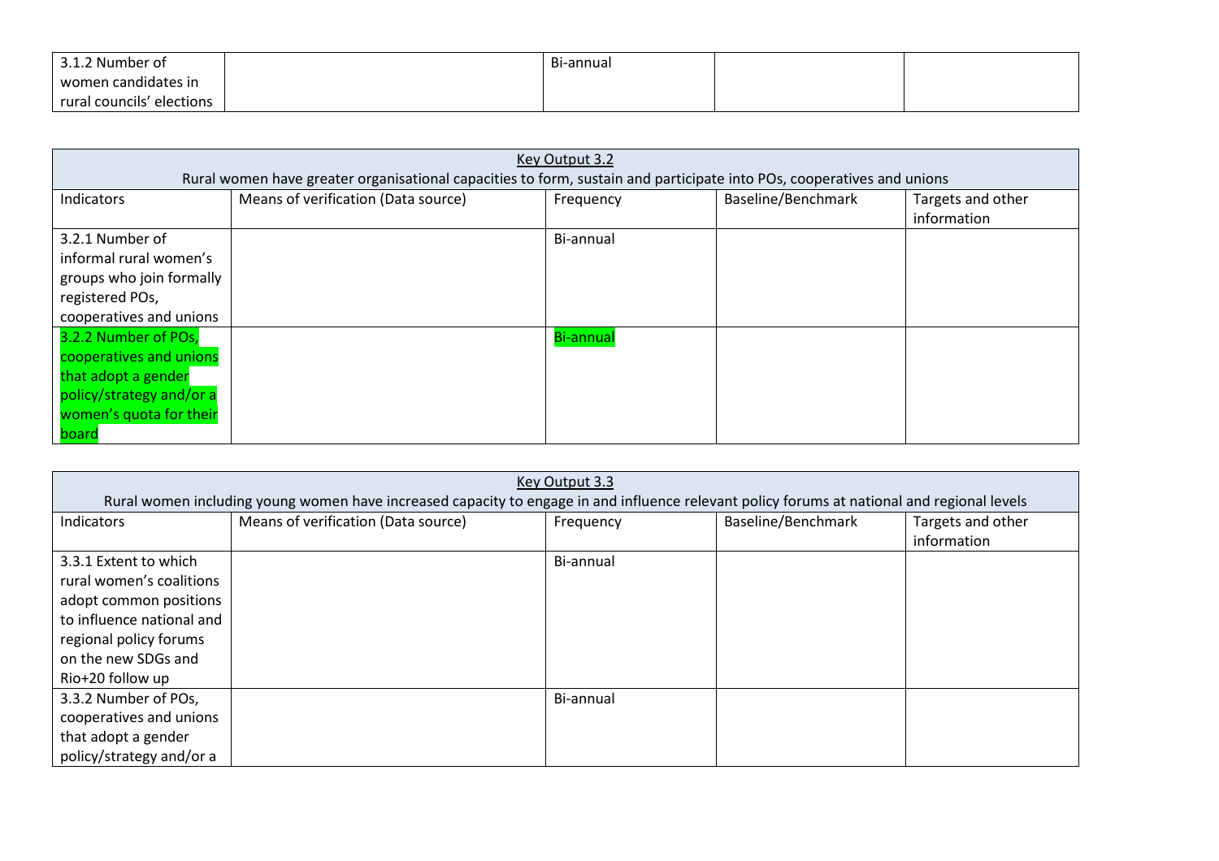| 3.1.2 Number of women candidates in rural councils' elections | | Bi-annual | | |
|---|---|---|---|---|

| Key Output 3.2<br>Rural women have greater organisational capacities to form, sustain and participate into POs, cooperatives and unions | | | | |
|---|---|---|---|---|
| Indicators | Means of verification (Data source) | Frequency | Baseline/Benchmark | Targets and other information |
| 3.2.1 Number of informal rural women's groups who join formally registered POs, cooperatives and unions | | Bi-annual | | |
| 3.2.2 Number of POs, cooperatives and unions that adopt a gender policy/strategy and/or a women's quota for their board | | Bi-annual | | |

| Key Output 3.3<br>Rural women including young women have increased capacity to engage in and influence relevant policy forums at national and regional levels | | | | |
|---|---|---|---|---|
| Indicators | Means of verification (Data source) | Frequency | Baseline/Benchmark | Targets and other information |
| 3.3.1 Extent to which rural women's coalitions adopt common positions to influence national and regional policy forums on the new SDGs and Rio+20 follow up | | Bi-annual | | |
| 3.3.2 Number of POs, cooperatives and unions that adopt a gender policy/strategy and/or a | | Bi-annual | | |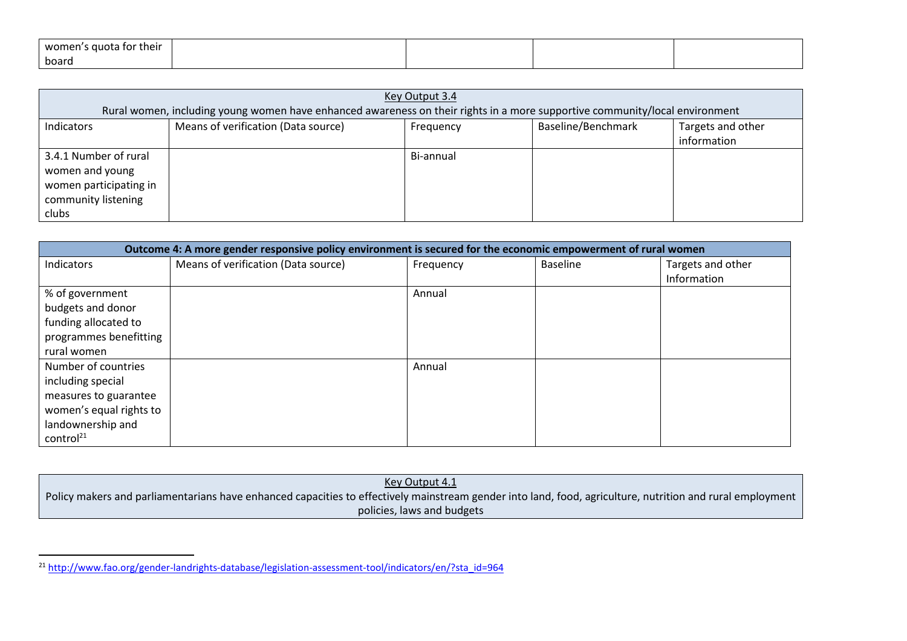| women's quota for their board | | | | |
|---|---|---|---|---|

| Key Output 3.4<br>Rural women, including young women have enhanced awareness on their rights in a more supportive community/local environment | | | | |
|---|---|---|---|---|
| Indicators | Means of verification (Data source) | Frequency | Baseline/Benchmark | Targets and other information |
| 3.4.1 Number of rural women and young women participating in community listening clubs | | Bi-annual | | |

| **Outcome 4: A more gender responsive policy environment is secured for the economic empowerment of rural women** | | | | |
|---|---|---|---|---|
| Indicators | Means of verification (Data source) | Frequency | Baseline | Targets and other Information |
| % of government budgets and donor funding allocated to programmes benefitting rural women | | Annual | | |
| Number of countries including special measures to guarantee women's equal rights to landownership and control[21] | | Annual | | |

| Key Output 4.1<br>Policy makers and parliamentarians have enhanced capacities to effectively mainstream gender into land, food, agriculture, nutrition and rural employment policies, laws and budgets |
|---|

[21] http://www.fao.org/gender-landrights-database/legislation-assessment-tool/indicators/en/?sta_id=964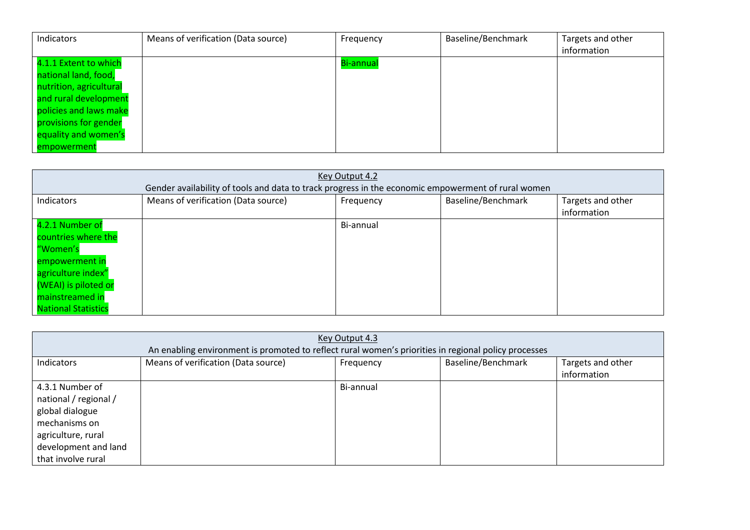| Indicators | Means of verification (Data source) | Frequency | Baseline/Benchmark | Targets and other information |
|---|---|---|---|---|
| 4.1.1 Extent to which national land, food, nutrition, agricultural and rural development policies and laws make provisions for gender equality and women's empowerment | | Bi-annual | | |

| Key Output 4.2<br>Gender availability of tools and data to track progress in the economic empowerment of rural women | | | | |
|---|---|---|---|---|
| Indicators | Means of verification (Data source) | Frequency | Baseline/Benchmark | Targets and other information |
| 4.2.1 Number of countries where the "Women's empowerment in agriculture index" (WEAI) is piloted or mainstreamed in National Statistics | | Bi-annual | | |

| Key Output 4.3<br>An enabling environment is promoted to reflect rural women's priorities in regional policy processes | | | | |
|---|---|---|---|---|
| Indicators | Means of verification (Data source) | Frequency | Baseline/Benchmark | Targets and other information |
| 4.3.1 Number of national / regional / global dialogue mechanisms on agriculture, rural development and land that involve rural | | Bi-annual | | |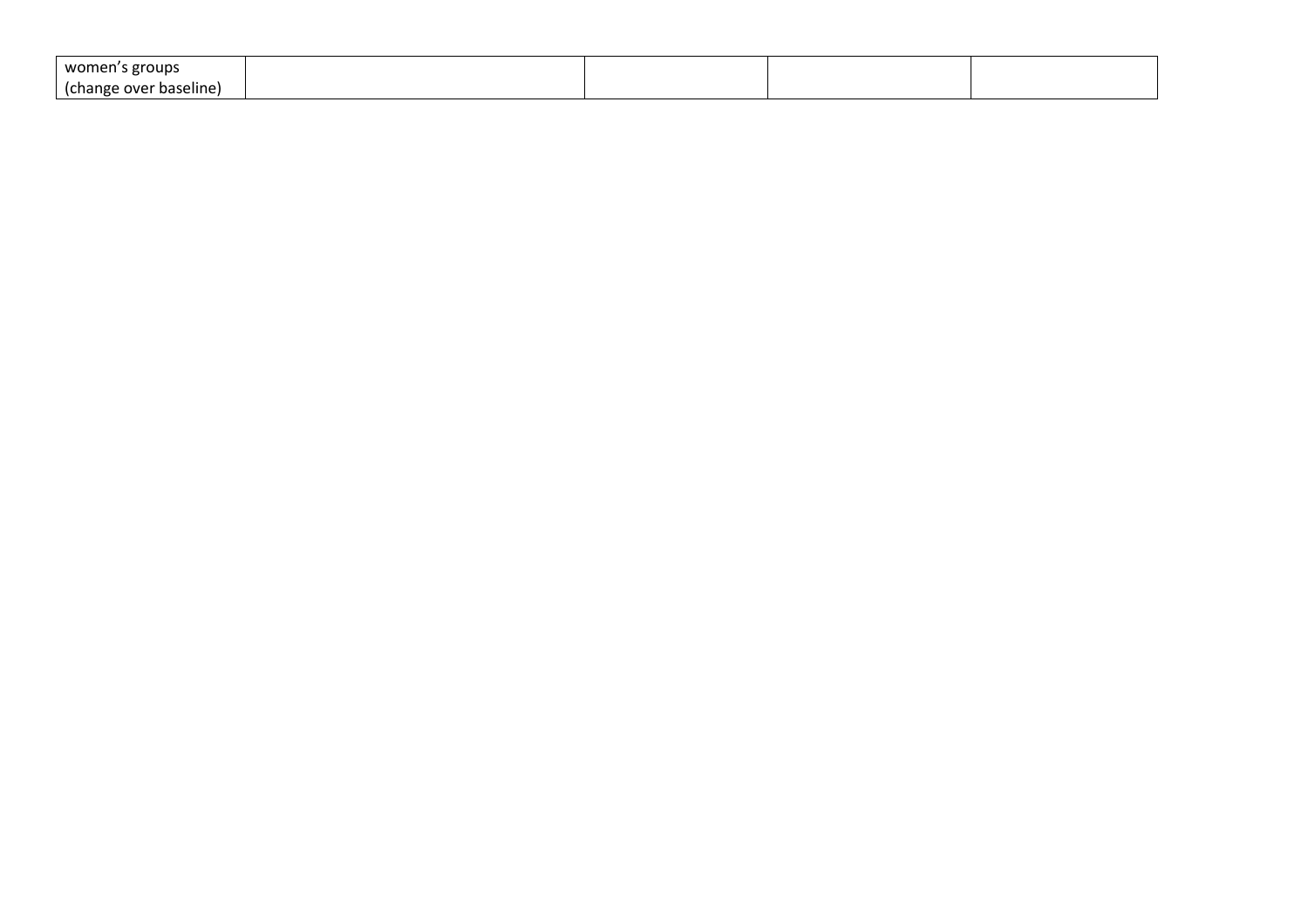| | | | | |
|---|---|---|---|---|
| women's groups (change over baseline) | | | | |